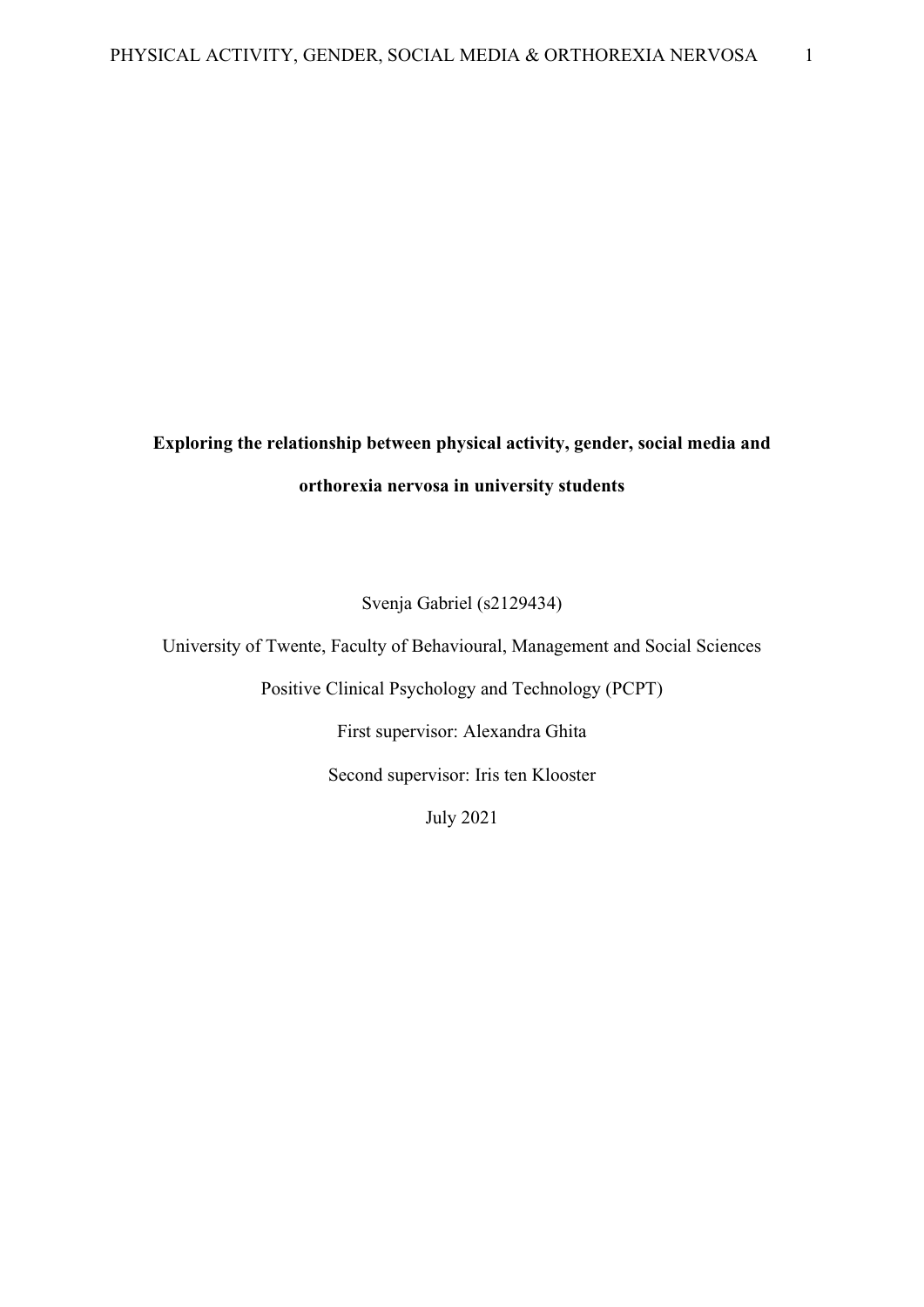# Exploring the relationship between physical activity, gender, social media and orthorexia nervosa in university students

Svenja Gabriel (s2129434)

University of Twente, Faculty of Behavioural, Management and Social Sciences

Positive Clinical Psychology and Technology (PCPT)

First supervisor: Alexandra Ghita

Second supervisor: Iris ten Klooster

July 2021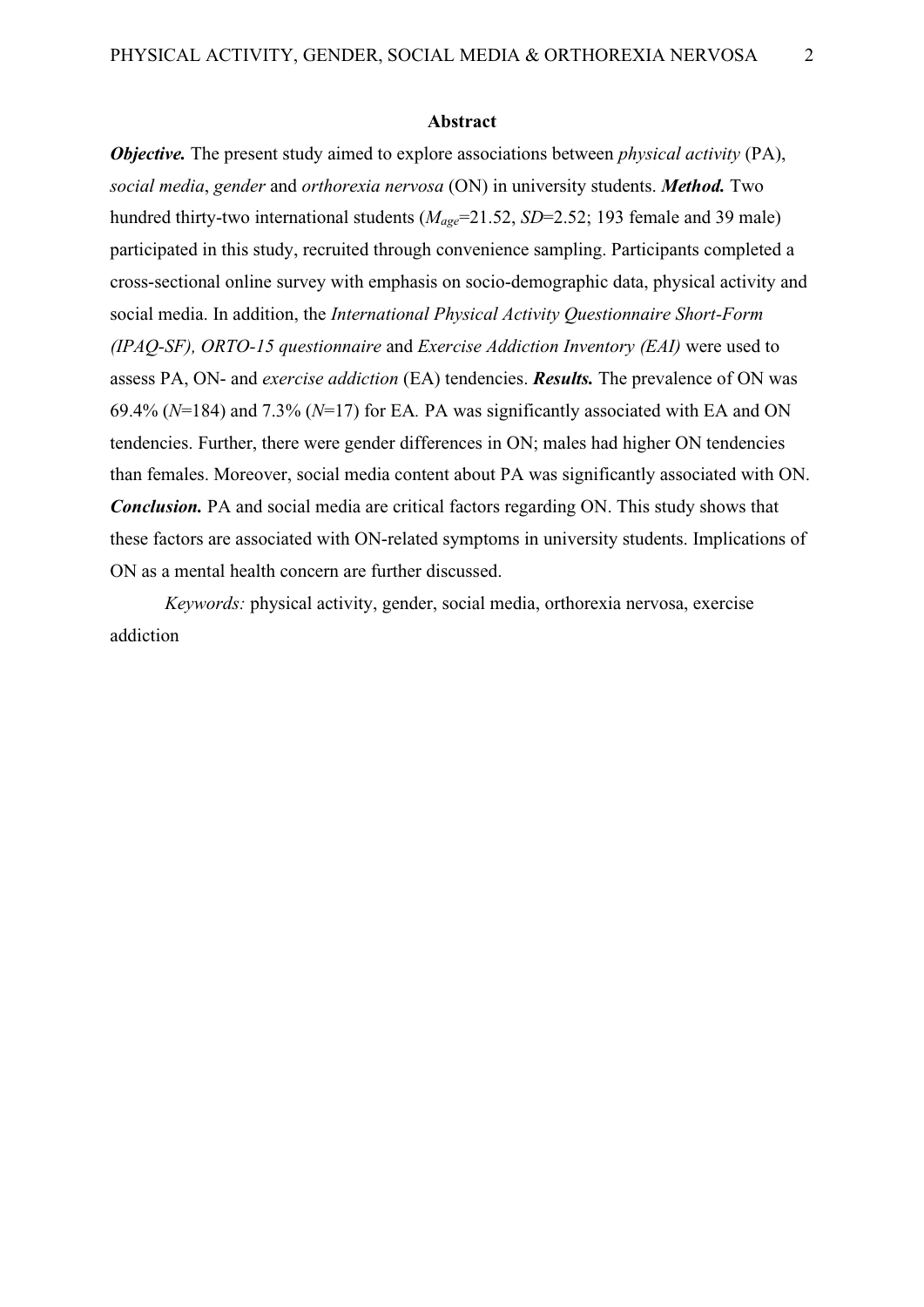## Abstract

***Objective.*** The present study aimed to explore associations between *physical activity* (PA), *social media*, *gender* and *orthorexia nervosa* (ON) in university students. ***Method.*** Two hundred thirty-two international students ($M_{age}$=21.52, *SD*=2.52; 193 female and 39 male) participated in this study, recruited through convenience sampling. Participants completed a cross-sectional online survey with emphasis on socio-demographic data, physical activity and social media. In addition, the *International Physical Activity Questionnaire Short-Form (IPAQ-SF), ORTO-15 questionnaire* and *Exercise Addiction Inventory (EAI)* were used to assess PA, ON- and *exercise addiction* (EA) tendencies. ***Results.*** The prevalence of ON was 69.4% (*N*=184) and 7.3% (*N*=17) for EA. PA was significantly associated with EA and ON tendencies. Further, there were gender differences in ON; males had higher ON tendencies than females. Moreover, social media content about PA was significantly associated with ON. ***Conclusion.*** PA and social media are critical factors regarding ON. This study shows that these factors are associated with ON-related symptoms in university students. Implications of ON as a mental health concern are further discussed.

*Keywords:* physical activity, gender, social media, orthorexia nervosa, exercise addiction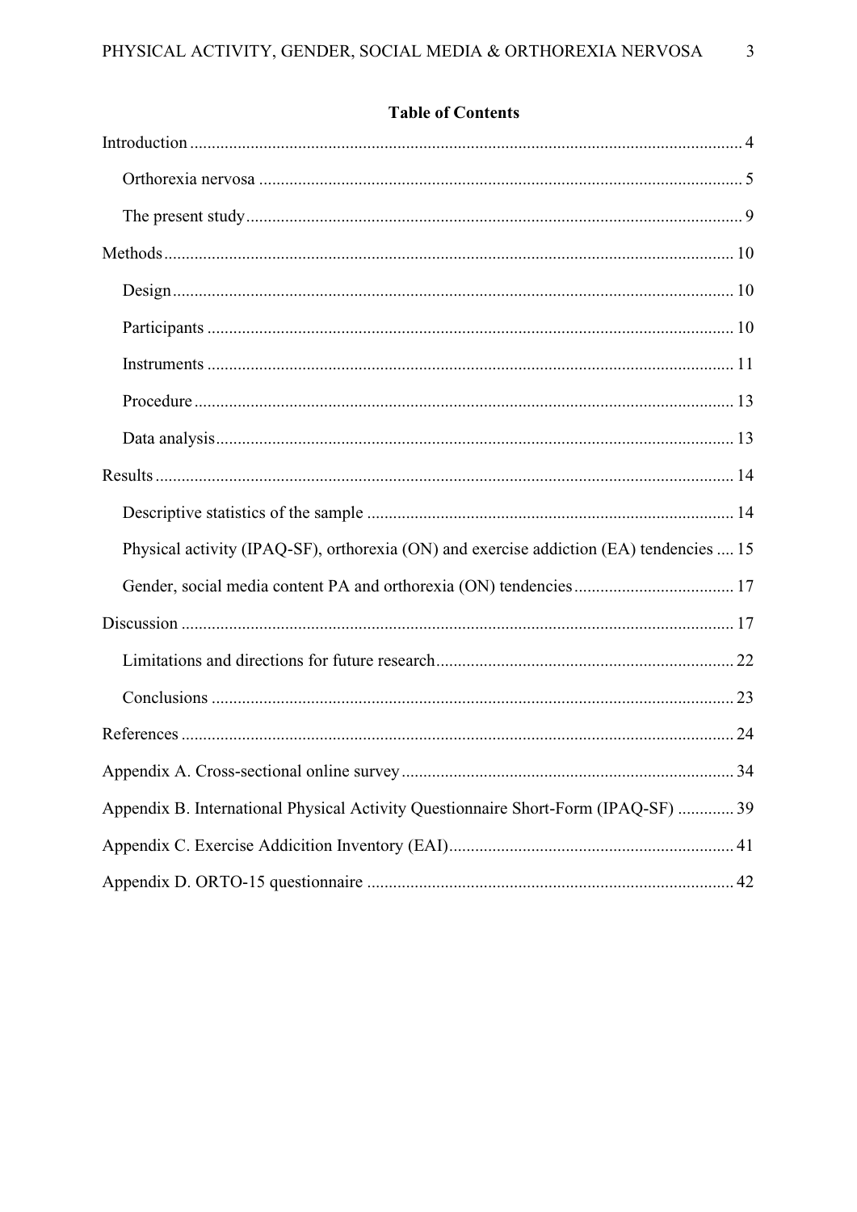## Table of Contents

Introduction .................................................................................................................... 4

Orthorexia nervosa .................................................................................................. 5

The present study ..................................................................................................... 9

Methods ......................................................................................................................... 10

Design ...................................................................................................................... 10

Participants .............................................................................................................. 10

Instruments .............................................................................................................. 11

Procedure ................................................................................................................. 13

Data analysis ............................................................................................................ 13

Results ........................................................................................................................... 14

Descriptive statistics of the sample ......................................................................... 14

Physical activity (IPAQ-SF), orthorexia (ON) and exercise addiction (EA) tendencies .... 15

Gender, social media content PA and orthorexia (ON) tendencies ......................... 17

Discussion ..................................................................................................................... 17

Limitations and directions for future research ......................................................... 22

Conclusions ............................................................................................................. 23

References ..................................................................................................................... 24

Appendix A. Cross-sectional online survey ................................................................. 34

Appendix B. International Physical Activity Questionnaire Short-Form (IPAQ-SF) ............. 39

Appendix C. Exercise Addicition Inventory (EAI) ...................................................... 41

Appendix D. ORTO-15 questionnaire .......................................................................... 42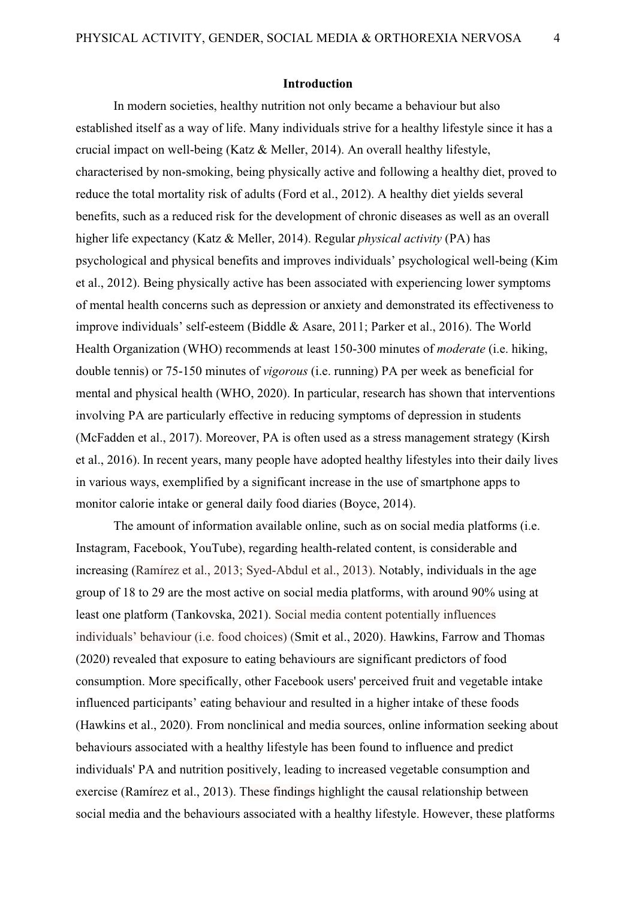**Introduction**

In modern societies, healthy nutrition not only became a behaviour but also established itself as a way of life. Many individuals strive for a healthy lifestyle since it has a crucial impact on well-being (Katz & Meller, 2014). An overall healthy lifestyle, characterised by non-smoking, being physically active and following a healthy diet, proved to reduce the total mortality risk of adults (Ford et al., 2012). A healthy diet yields several benefits, such as a reduced risk for the development of chronic diseases as well as an overall higher life expectancy (Katz & Meller, 2014). Regular *physical activity* (PA) has psychological and physical benefits and improves individuals' psychological well-being (Kim et al., 2012). Being physically active has been associated with experiencing lower symptoms of mental health concerns such as depression or anxiety and demonstrated its effectiveness to improve individuals' self-esteem (Biddle & Asare, 2011; Parker et al., 2016). The World Health Organization (WHO) recommends at least 150-300 minutes of *moderate* (i.e. hiking, double tennis) or 75-150 minutes of *vigorous* (i.e. running) PA per week as beneficial for mental and physical health (WHO, 2020). In particular, research has shown that interventions involving PA are particularly effective in reducing symptoms of depression in students (McFadden et al., 2017). Moreover, PA is often used as a stress management strategy (Kirsh et al., 2016). In recent years, many people have adopted healthy lifestyles into their daily lives in various ways, exemplified by a significant increase in the use of smartphone apps to monitor calorie intake or general daily food diaries (Boyce, 2014).

The amount of information available online, such as on social media platforms (i.e. Instagram, Facebook, YouTube), regarding health-related content, is considerable and increasing (Ramírez et al., 2013; Syed-Abdul et al., 2013). Notably, individuals in the age group of 18 to 29 are the most active on social media platforms, with around 90% using at least one platform (Tankovska, 2021). Social media content potentially influences individuals' behaviour (i.e. food choices) (Smit et al., 2020). Hawkins, Farrow and Thomas (2020) revealed that exposure to eating behaviours are significant predictors of food consumption. More specifically, other Facebook users' perceived fruit and vegetable intake influenced participants' eating behaviour and resulted in a higher intake of these foods (Hawkins et al., 2020). From nonclinical and media sources, online information seeking about behaviours associated with a healthy lifestyle has been found to influence and predict individuals' PA and nutrition positively, leading to increased vegetable consumption and exercise (Ramírez et al., 2013). These findings highlight the causal relationship between social media and the behaviours associated with a healthy lifestyle. However, these platforms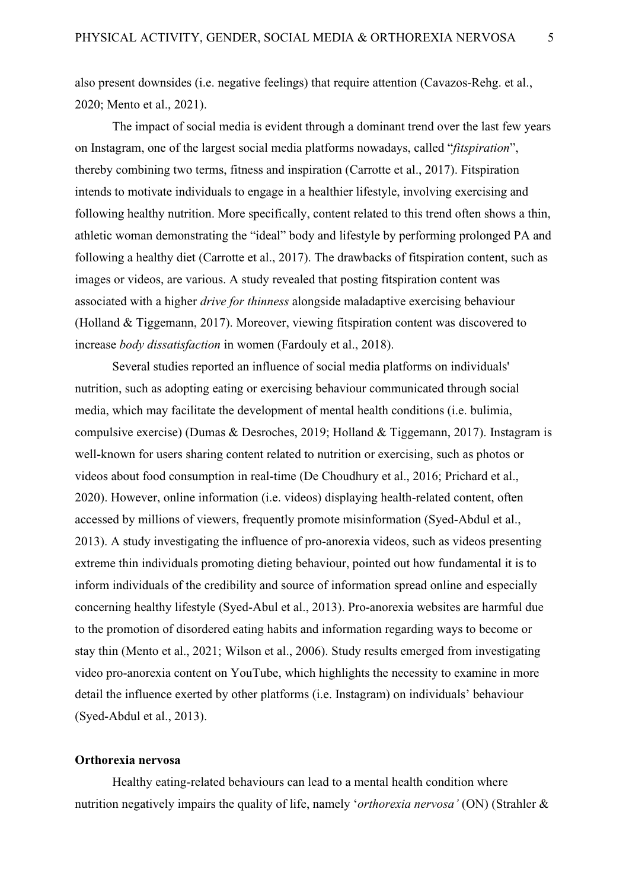also present downsides (i.e. negative feelings) that require attention (Cavazos-Rehg. et al., 2020; Mento et al., 2021).

The impact of social media is evident through a dominant trend over the last few years on Instagram, one of the largest social media platforms nowadays, called "*fitspiration*", thereby combining two terms, fitness and inspiration (Carrotte et al., 2017). Fitspiration intends to motivate individuals to engage in a healthier lifestyle, involving exercising and following healthy nutrition. More specifically, content related to this trend often shows a thin, athletic woman demonstrating the "ideal" body and lifestyle by performing prolonged PA and following a healthy diet (Carrotte et al., 2017). The drawbacks of fitspiration content, such as images or videos, are various. A study revealed that posting fitspiration content was associated with a higher *drive for thinness* alongside maladaptive exercising behaviour (Holland & Tiggemann, 2017). Moreover, viewing fitspiration content was discovered to increase *body dissatisfaction* in women (Fardouly et al., 2018).

Several studies reported an influence of social media platforms on individuals' nutrition, such as adopting eating or exercising behaviour communicated through social media, which may facilitate the development of mental health conditions (i.e. bulimia, compulsive exercise) (Dumas & Desroches, 2019; Holland & Tiggemann, 2017). Instagram is well-known for users sharing content related to nutrition or exercising, such as photos or videos about food consumption in real-time (De Choudhury et al., 2016; Prichard et al., 2020). However, online information (i.e. videos) displaying health-related content, often accessed by millions of viewers, frequently promote misinformation (Syed-Abdul et al., 2013). A study investigating the influence of pro-anorexia videos, such as videos presenting extreme thin individuals promoting dieting behaviour, pointed out how fundamental it is to inform individuals of the credibility and source of information spread online and especially concerning healthy lifestyle (Syed-Abul et al., 2013). Pro-anorexia websites are harmful due to the promotion of disordered eating habits and information regarding ways to become or stay thin (Mento et al., 2021; Wilson et al., 2006). Study results emerged from investigating video pro-anorexia content on YouTube, which highlights the necessity to examine in more detail the influence exerted by other platforms (i.e. Instagram) on individuals' behaviour (Syed-Abdul et al., 2013).

**Orthorexia nervosa**

Healthy eating-related behaviours can lead to a mental health condition where nutrition negatively impairs the quality of life, namely '*orthorexia nervosa'* (ON) (Strahler &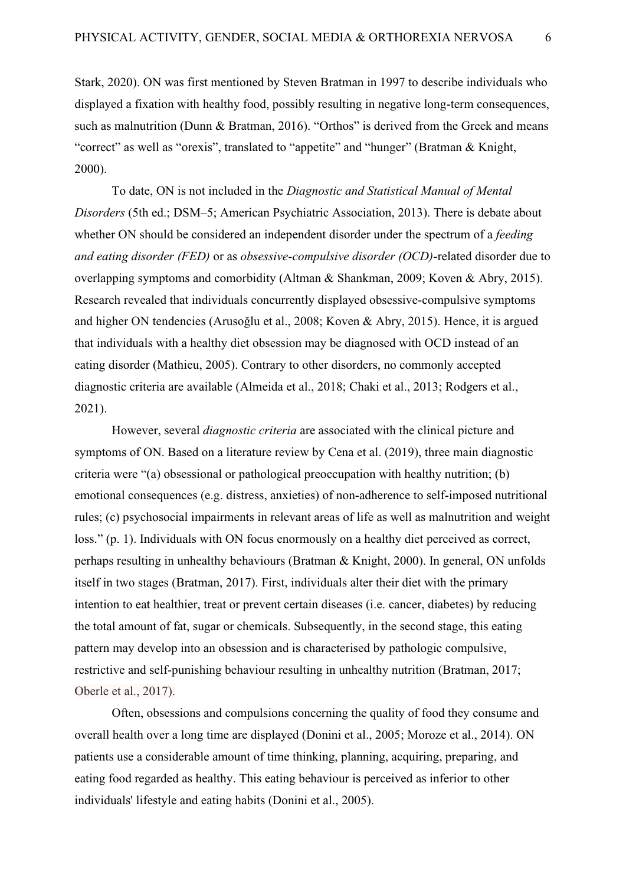Stark, 2020). ON was first mentioned by Steven Bratman in 1997 to describe individuals who displayed a fixation with healthy food, possibly resulting in negative long-term consequences, such as malnutrition (Dunn & Bratman, 2016). "Orthos" is derived from the Greek and means "correct" as well as "orexis", translated to "appetite" and "hunger" (Bratman & Knight, 2000).

To date, ON is not included in the *Diagnostic and Statistical Manual of Mental Disorders* (5th ed.; DSM–5; American Psychiatric Association, 2013). There is debate about whether ON should be considered an independent disorder under the spectrum of a *feeding and eating disorder (FED)* or as *obsessive-compulsive disorder (OCD)*-related disorder due to overlapping symptoms and comorbidity (Altman & Shankman, 2009; Koven & Abry, 2015). Research revealed that individuals concurrently displayed obsessive-compulsive symptoms and higher ON tendencies (Arusoğlu et al., 2008; Koven & Abry, 2015). Hence, it is argued that individuals with a healthy diet obsession may be diagnosed with OCD instead of an eating disorder (Mathieu, 2005). Contrary to other disorders, no commonly accepted diagnostic criteria are available (Almeida et al., 2018; Chaki et al., 2013; Rodgers et al., 2021).

However, several *diagnostic criteria* are associated with the clinical picture and symptoms of ON. Based on a literature review by Cena et al. (2019), three main diagnostic criteria were "(a) obsessional or pathological preoccupation with healthy nutrition; (b) emotional consequences (e.g. distress, anxieties) of non-adherence to self-imposed nutritional rules; (c) psychosocial impairments in relevant areas of life as well as malnutrition and weight loss." (p. 1). Individuals with ON focus enormously on a healthy diet perceived as correct, perhaps resulting in unhealthy behaviours (Bratman & Knight, 2000). In general, ON unfolds itself in two stages (Bratman, 2017). First, individuals alter their diet with the primary intention to eat healthier, treat or prevent certain diseases (i.e. cancer, diabetes) by reducing the total amount of fat, sugar or chemicals. Subsequently, in the second stage, this eating pattern may develop into an obsession and is characterised by pathologic compulsive, restrictive and self-punishing behaviour resulting in unhealthy nutrition (Bratman, 2017; Oberle et al., 2017).

Often, obsessions and compulsions concerning the quality of food they consume and overall health over a long time are displayed (Donini et al., 2005; Moroze et al., 2014). ON patients use a considerable amount of time thinking, planning, acquiring, preparing, and eating food regarded as healthy. This eating behaviour is perceived as inferior to other individuals' lifestyle and eating habits (Donini et al., 2005).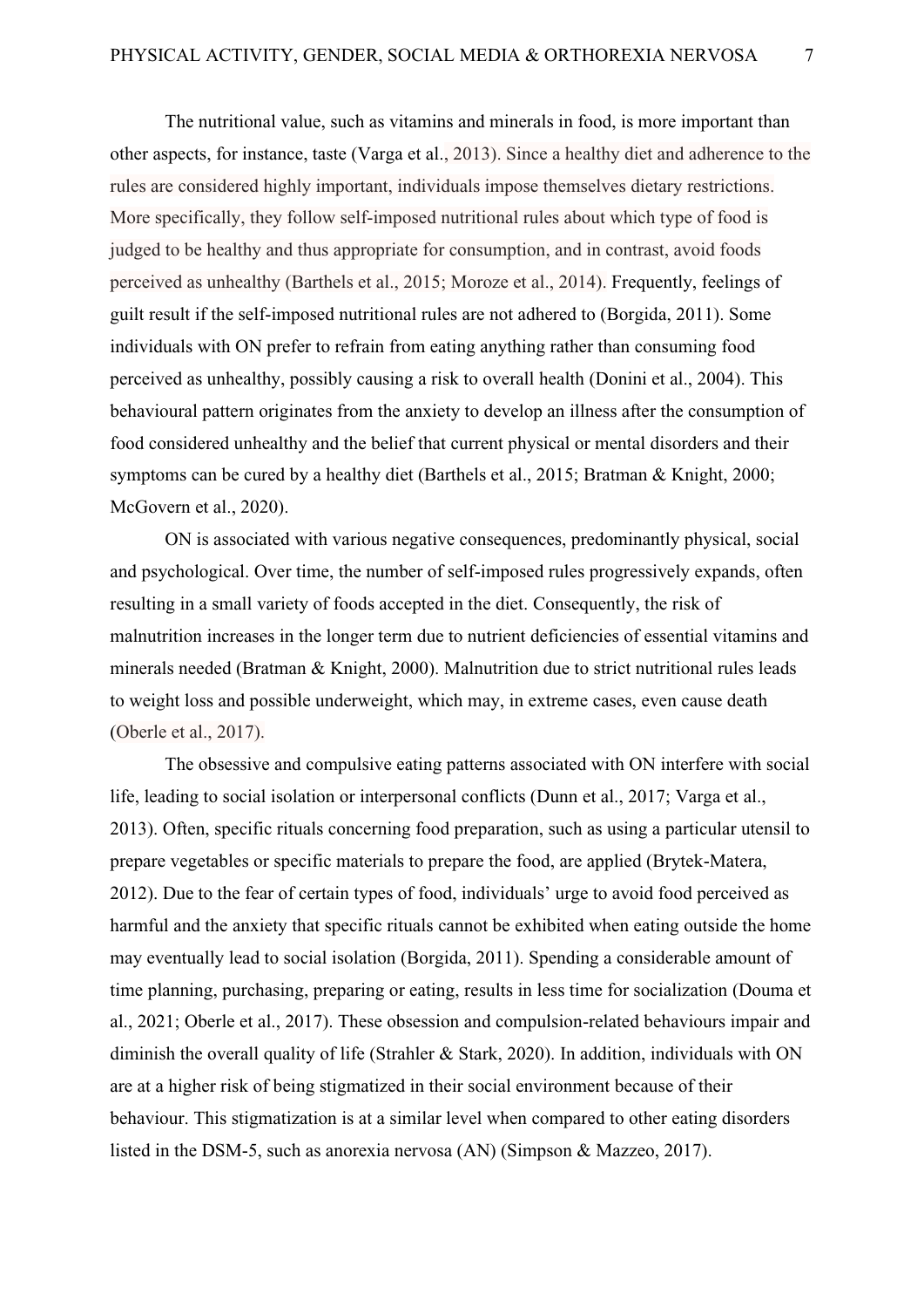The nutritional value, such as vitamins and minerals in food, is more important than other aspects, for instance, taste (Varga et al., 2013). Since a healthy diet and adherence to the rules are considered highly important, individuals impose themselves dietary restrictions. More specifically, they follow self-imposed nutritional rules about which type of food is judged to be healthy and thus appropriate for consumption, and in contrast, avoid foods perceived as unhealthy (Barthels et al., 2015; Moroze et al., 2014). Frequently, feelings of guilt result if the self-imposed nutritional rules are not adhered to (Borgida, 2011). Some individuals with ON prefer to refrain from eating anything rather than consuming food perceived as unhealthy, possibly causing a risk to overall health (Donini et al., 2004). This behavioural pattern originates from the anxiety to develop an illness after the consumption of food considered unhealthy and the belief that current physical or mental disorders and their symptoms can be cured by a healthy diet (Barthels et al., 2015; Bratman & Knight, 2000; McGovern et al., 2020).

ON is associated with various negative consequences, predominantly physical, social and psychological. Over time, the number of self-imposed rules progressively expands, often resulting in a small variety of foods accepted in the diet. Consequently, the risk of malnutrition increases in the longer term due to nutrient deficiencies of essential vitamins and minerals needed (Bratman & Knight, 2000). Malnutrition due to strict nutritional rules leads to weight loss and possible underweight, which may, in extreme cases, even cause death (Oberle et al., 2017).

The obsessive and compulsive eating patterns associated with ON interfere with social life, leading to social isolation or interpersonal conflicts (Dunn et al., 2017; Varga et al., 2013). Often, specific rituals concerning food preparation, such as using a particular utensil to prepare vegetables or specific materials to prepare the food, are applied (Brytek-Matera, 2012). Due to the fear of certain types of food, individuals' urge to avoid food perceived as harmful and the anxiety that specific rituals cannot be exhibited when eating outside the home may eventually lead to social isolation (Borgida, 2011). Spending a considerable amount of time planning, purchasing, preparing or eating, results in less time for socialization (Douma et al., 2021; Oberle et al., 2017). These obsession and compulsion-related behaviours impair and diminish the overall quality of life (Strahler & Stark, 2020). In addition, individuals with ON are at a higher risk of being stigmatized in their social environment because of their behaviour. This stigmatization is at a similar level when compared to other eating disorders listed in the DSM-5, such as anorexia nervosa (AN) (Simpson & Mazzeo, 2017).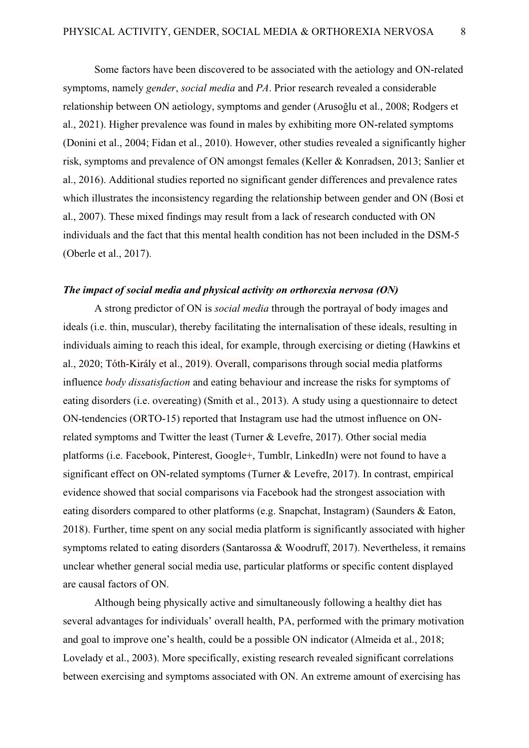Some factors have been discovered to be associated with the aetiology and ON-related symptoms, namely *gender*, *social media* and *PA*. Prior research revealed a considerable relationship between ON aetiology, symptoms and gender (Arusoğlu et al., 2008; Rodgers et al., 2021). Higher prevalence was found in males by exhibiting more ON-related symptoms (Donini et al., 2004; Fidan et al., 2010). However, other studies revealed a significantly higher risk, symptoms and prevalence of ON amongst females (Keller & Konradsen, 2013; Sanlier et al., 2016). Additional studies reported no significant gender differences and prevalence rates which illustrates the inconsistency regarding the relationship between gender and ON (Bosi et al., 2007). These mixed findings may result from a lack of research conducted with ON individuals and the fact that this mental health condition has not been included in the DSM-5 (Oberle et al., 2017).

### ***The impact of social media and physical activity on orthorexia nervosa (ON)***

A strong predictor of ON is *social media* through the portrayal of body images and ideals (i.e. thin, muscular), thereby facilitating the internalisation of these ideals, resulting in individuals aiming to reach this ideal, for example, through exercising or dieting (Hawkins et al., 2020; Tóth-Király et al., 2019). Overall, comparisons through social media platforms influence *body dissatisfaction* and eating behaviour and increase the risks for symptoms of eating disorders (i.e. overeating) (Smith et al., 2013). A study using a questionnaire to detect ON-tendencies (ORTO-15) reported that Instagram use had the utmost influence on ON-related symptoms and Twitter the least (Turner & Levefre, 2017). Other social media platforms (i.e. Facebook, Pinterest, Google+, Tumblr, LinkedIn) were not found to have a significant effect on ON-related symptoms (Turner & Levefre, 2017). In contrast, empirical evidence showed that social comparisons via Facebook had the strongest association with eating disorders compared to other platforms (e.g. Snapchat, Instagram) (Saunders & Eaton, 2018). Further, time spent on any social media platform is significantly associated with higher symptoms related to eating disorders (Santarossa & Woodruff, 2017). Nevertheless, it remains unclear whether general social media use, particular platforms or specific content displayed are causal factors of ON.

Although being physically active and simultaneously following a healthy diet has several advantages for individuals' overall health, PA, performed with the primary motivation and goal to improve one's health, could be a possible ON indicator (Almeida et al., 2018; Lovelady et al., 2003). More specifically, existing research revealed significant correlations between exercising and symptoms associated with ON. An extreme amount of exercising has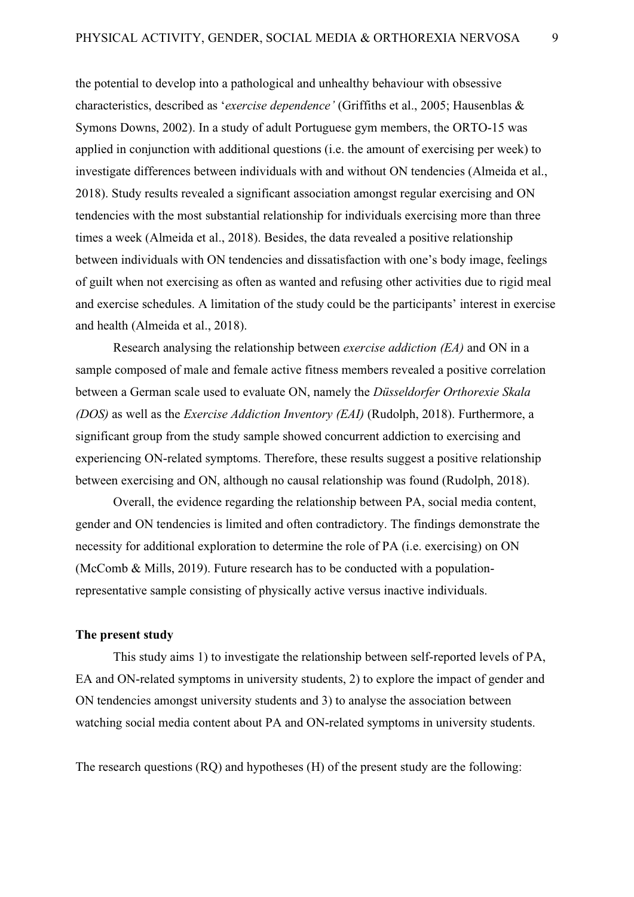the potential to develop into a pathological and unhealthy behaviour with obsessive characteristics, described as '*exercise dependence'* (Griffiths et al., 2005; Hausenblas & Symons Downs, 2002). In a study of adult Portuguese gym members, the ORTO-15 was applied in conjunction with additional questions (i.e. the amount of exercising per week) to investigate differences between individuals with and without ON tendencies (Almeida et al., 2018). Study results revealed a significant association amongst regular exercising and ON tendencies with the most substantial relationship for individuals exercising more than three times a week (Almeida et al., 2018). Besides, the data revealed a positive relationship between individuals with ON tendencies and dissatisfaction with one's body image, feelings of guilt when not exercising as often as wanted and refusing other activities due to rigid meal and exercise schedules. A limitation of the study could be the participants' interest in exercise and health (Almeida et al., 2018).

Research analysing the relationship between *exercise addiction (EA)* and ON in a sample composed of male and female active fitness members revealed a positive correlation between a German scale used to evaluate ON, namely the *Düsseldorfer Orthorexie Skala (DOS)* as well as the *Exercise Addiction Inventory (EAI)* (Rudolph, 2018). Furthermore, a significant group from the study sample showed concurrent addiction to exercising and experiencing ON-related symptoms. Therefore, these results suggest a positive relationship between exercising and ON, although no causal relationship was found (Rudolph, 2018).

Overall, the evidence regarding the relationship between PA, social media content, gender and ON tendencies is limited and often contradictory. The findings demonstrate the necessity for additional exploration to determine the role of PA (i.e. exercising) on ON (McComb & Mills, 2019). Future research has to be conducted with a population-representative sample consisting of physically active versus inactive individuals.

**The present study**

This study aims 1) to investigate the relationship between self-reported levels of PA, EA and ON-related symptoms in university students, 2) to explore the impact of gender and ON tendencies amongst university students and 3) to analyse the association between watching social media content about PA and ON-related symptoms in university students.

The research questions (RQ) and hypotheses (H) of the present study are the following: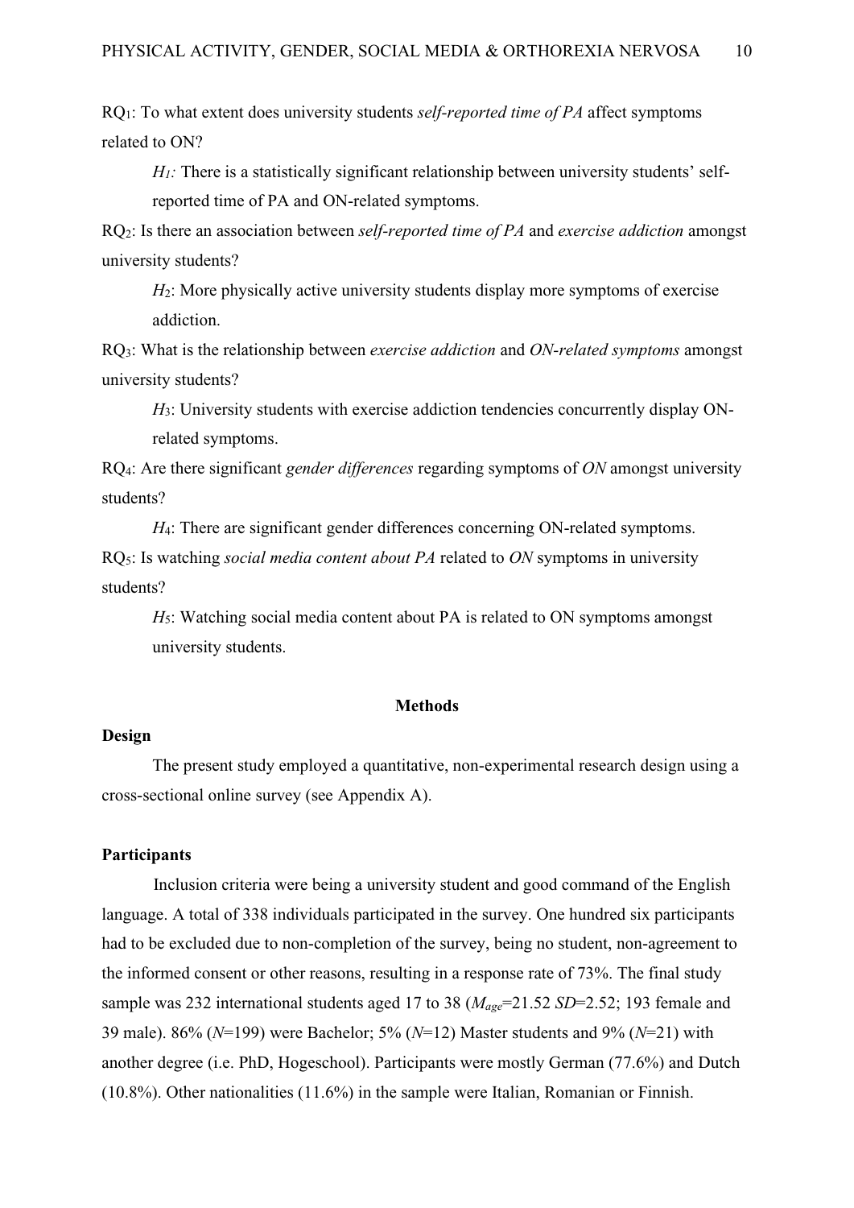$RQ_1$: To what extent does university students *self-reported time of PA* affect symptoms related to ON?

> $H_1$: There is a statistically significant relationship between university students' self-reported time of PA and ON-related symptoms.

$RQ_2$: Is there an association between *self-reported time of PA* and *exercise addiction* amongst university students?

> $H_2$: More physically active university students display more symptoms of exercise addiction.

$RQ_3$: What is the relationship between *exercise addiction* and *ON-related symptoms* amongst university students?

> $H_3$: University students with exercise addiction tendencies concurrently display ON-related symptoms.

$RQ_4$: Are there significant *gender differences* regarding symptoms of *ON* amongst university students?

> $H_4$: There are significant gender differences concerning ON-related symptoms.

$RQ_5$: Is watching *social media content about PA* related to *ON* symptoms in university students?

> $H_5$: Watching social media content about PA is related to ON symptoms amongst university students.

## Methods

### Design

The present study employed a quantitative, non-experimental research design using a cross-sectional online survey (see Appendix A).

### Participants

Inclusion criteria were being a university student and good command of the English language. A total of 338 individuals participated in the survey. One hundred six participants had to be excluded due to non-completion of the survey, being no student, non-agreement to the informed consent or other reasons, resulting in a response rate of 73%. The final study sample was 232 international students aged 17 to 38 ($M_{age}$=21.52 $SD$=2.52; 193 female and 39 male). 86% ($N$=199) were Bachelor; 5% ($N$=12) Master students and 9% ($N$=21) with another degree (i.e. PhD, Hogeschool). Participants were mostly German (77.6%) and Dutch (10.8%). Other nationalities (11.6%) in the sample were Italian, Romanian or Finnish.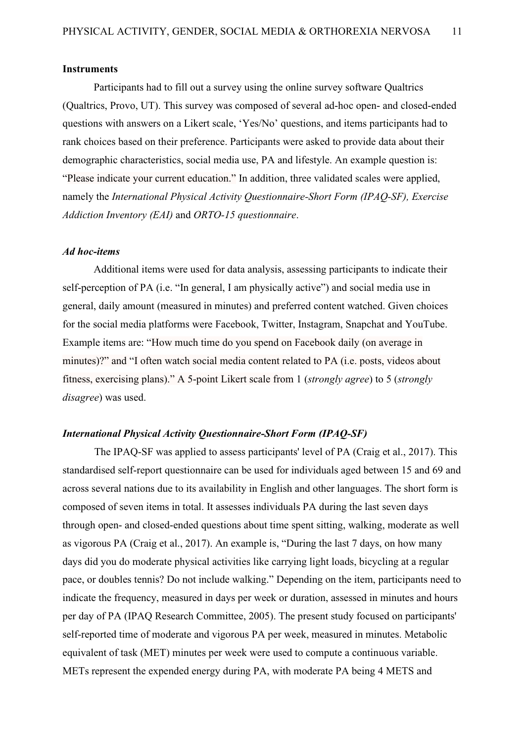**Instruments**

Participants had to fill out a survey using the online survey software Qualtrics (Qualtrics, Provo, UT). This survey was composed of several ad-hoc open- and closed-ended questions with answers on a Likert scale, 'Yes/No' questions, and items participants had to rank choices based on their preference. Participants were asked to provide data about their demographic characteristics, social media use, PA and lifestyle. An example question is: "Please indicate your current education." In addition, three validated scales were applied, namely the *International Physical Activity Questionnaire-Short Form (IPAQ-SF), Exercise Addiction Inventory (EAI)* and *ORTO-15 questionnaire*.

***Ad hoc-items***

Additional items were used for data analysis, assessing participants to indicate their self-perception of PA (i.e. "In general, I am physically active") and social media use in general, daily amount (measured in minutes) and preferred content watched. Given choices for the social media platforms were Facebook, Twitter, Instagram, Snapchat and YouTube. Example items are: "How much time do you spend on Facebook daily (on average in minutes)?" and "I often watch social media content related to PA (i.e. posts, videos about fitness, exercising plans)." A 5-point Likert scale from 1 (*strongly agree*) to 5 (*strongly disagree*) was used.

***International Physical Activity Questionnaire-Short Form (IPAQ-SF)***

The IPAQ-SF was applied to assess participants' level of PA (Craig et al., 2017). This standardised self-report questionnaire can be used for individuals aged between 15 and 69 and across several nations due to its availability in English and other languages. The short form is composed of seven items in total. It assesses individuals PA during the last seven days through open- and closed-ended questions about time spent sitting, walking, moderate as well as vigorous PA (Craig et al., 2017). An example is, "During the last 7 days, on how many days did you do moderate physical activities like carrying light loads, bicycling at a regular pace, or doubles tennis? Do not include walking." Depending on the item, participants need to indicate the frequency, measured in days per week or duration, assessed in minutes and hours per day of PA (IPAQ Research Committee, 2005). The present study focused on participants' self-reported time of moderate and vigorous PA per week, measured in minutes. Metabolic equivalent of task (MET) minutes per week were used to compute a continuous variable. METs represent the expended energy during PA, with moderate PA being 4 METS and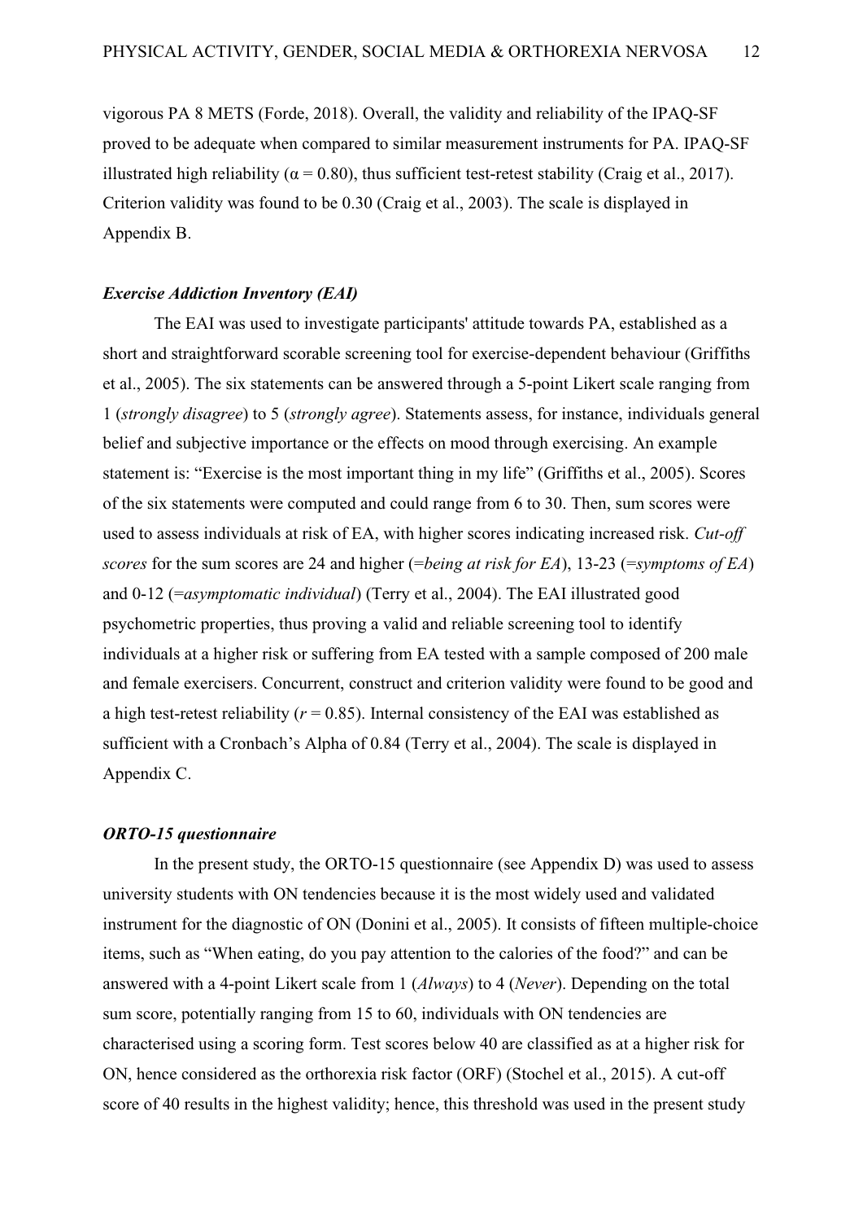vigorous PA 8 METS (Forde, 2018). Overall, the validity and reliability of the IPAQ-SF proved to be adequate when compared to similar measurement instruments for PA. IPAQ-SF illustrated high reliability ($\alpha = 0.80$), thus sufficient test-retest stability (Craig et al., 2017). Criterion validity was found to be 0.30 (Craig et al., 2003). The scale is displayed in Appendix B.

### ***Exercise Addiction Inventory (EAI)***

The EAI was used to investigate participants' attitude towards PA, established as a short and straightforward scorable screening tool for exercise-dependent behaviour (Griffiths et al., 2005). The six statements can be answered through a 5-point Likert scale ranging from 1 (*strongly disagree*) to 5 (*strongly agree*). Statements assess, for instance, individuals general belief and subjective importance or the effects on mood through exercising. An example statement is: "Exercise is the most important thing in my life" (Griffiths et al., 2005). Scores of the six statements were computed and could range from 6 to 30. Then, sum scores were used to assess individuals at risk of EA, with higher scores indicating increased risk. *Cut-off scores* for the sum scores are 24 and higher (=*being at risk for EA*), 13-23 (=*symptoms of EA*) and 0-12 (=*asymptomatic individual*) (Terry et al., 2004). The EAI illustrated good psychometric properties, thus proving a valid and reliable screening tool to identify individuals at a higher risk or suffering from EA tested with a sample composed of 200 male and female exercisers. Concurrent, construct and criterion validity were found to be good and a high test-retest reliability ($r = 0.85$). Internal consistency of the EAI was established as sufficient with a Cronbach's Alpha of 0.84 (Terry et al., 2004). The scale is displayed in Appendix C.

### ***ORTO-15 questionnaire***

In the present study, the ORTO-15 questionnaire (see Appendix D) was used to assess university students with ON tendencies because it is the most widely used and validated instrument for the diagnostic of ON (Donini et al., 2005). It consists of fifteen multiple-choice items, such as "When eating, do you pay attention to the calories of the food?" and can be answered with a 4-point Likert scale from 1 (*Always*) to 4 (*Never*). Depending on the total sum score, potentially ranging from 15 to 60, individuals with ON tendencies are characterised using a scoring form. Test scores below 40 are classified as at a higher risk for ON, hence considered as the orthorexia risk factor (ORF) (Stochel et al., 2015). A cut-off score of 40 results in the highest validity; hence, this threshold was used in the present study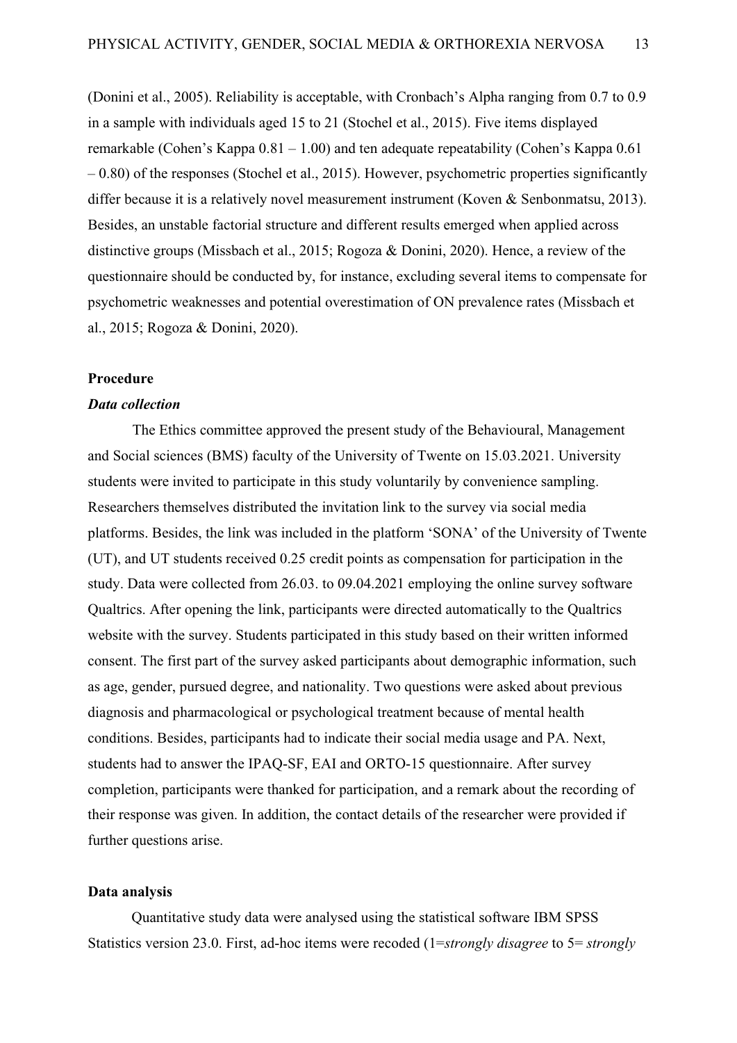(Donini et al., 2005). Reliability is acceptable, with Cronbach's Alpha ranging from 0.7 to 0.9 in a sample with individuals aged 15 to 21 (Stochel et al., 2015). Five items displayed remarkable (Cohen's Kappa 0.81 – 1.00) and ten adequate repeatability (Cohen's Kappa 0.61 – 0.80) of the responses (Stochel et al., 2015). However, psychometric properties significantly differ because it is a relatively novel measurement instrument (Koven & Senbonmatsu, 2013). Besides, an unstable factorial structure and different results emerged when applied across distinctive groups (Missbach et al., 2015; Rogoza & Donini, 2020). Hence, a review of the questionnaire should be conducted by, for instance, excluding several items to compensate for psychometric weaknesses and potential overestimation of ON prevalence rates (Missbach et al., 2015; Rogoza & Donini, 2020).

## Procedure

### *Data collection*

The Ethics committee approved the present study of the Behavioural, Management and Social sciences (BMS) faculty of the University of Twente on 15.03.2021. University students were invited to participate in this study voluntarily by convenience sampling. Researchers themselves distributed the invitation link to the survey via social media platforms. Besides, the link was included in the platform 'SONA' of the University of Twente (UT), and UT students received 0.25 credit points as compensation for participation in the study. Data were collected from 26.03. to 09.04.2021 employing the online survey software Qualtrics. After opening the link, participants were directed automatically to the Qualtrics website with the survey. Students participated in this study based on their written informed consent. The first part of the survey asked participants about demographic information, such as age, gender, pursued degree, and nationality. Two questions were asked about previous diagnosis and pharmacological or psychological treatment because of mental health conditions. Besides, participants had to indicate their social media usage and PA. Next, students had to answer the IPAQ-SF, EAI and ORTO-15 questionnaire. After survey completion, participants were thanked for participation, and a remark about the recording of their response was given. In addition, the contact details of the researcher were provided if further questions arise.

## Data analysis

Quantitative study data were analysed using the statistical software IBM SPSS Statistics version 23.0. First, ad-hoc items were recoded (1=*strongly disagree* to 5= *strongly*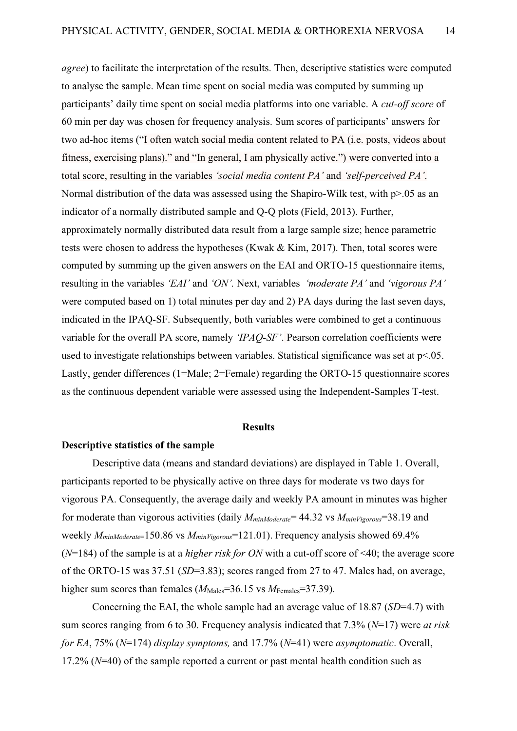*agree*) to facilitate the interpretation of the results. Then, descriptive statistics were computed to analyse the sample. Mean time spent on social media was computed by summing up participants' daily time spent on social media platforms into one variable. A *cut-off score* of 60 min per day was chosen for frequency analysis. Sum scores of participants' answers for two ad-hoc items ("I often watch social media content related to PA (i.e. posts, videos about fitness, exercising plans)." and "In general, I am physically active.") were converted into a total score, resulting in the variables *'social media content PA'* and *'self-perceived PA'*. Normal distribution of the data was assessed using the Shapiro-Wilk test, with $p>.05$ as an indicator of a normally distributed sample and Q-Q plots (Field, 2013). Further, approximately normally distributed data result from a large sample size; hence parametric tests were chosen to address the hypotheses (Kwak & Kim, 2017). Then, total scores were computed by summing up the given answers on the EAI and ORTO-15 questionnaire items, resulting in the variables *'EAI'* and *'ON'*. Next, variables *'moderate PA'* and *'vigorous PA'* were computed based on 1) total minutes per day and 2) PA days during the last seven days, indicated in the IPAQ-SF. Subsequently, both variables were combined to get a continuous variable for the overall PA score, namely *'IPAQ-SF'*. Pearson correlation coefficients were used to investigate relationships between variables. Statistical significance was set at $p<.05$. Lastly, gender differences (1=Male; 2=Female) regarding the ORTO-15 questionnaire scores as the continuous dependent variable were assessed using the Independent-Samples T-test.

## Results

### Descriptive statistics of the sample

Descriptive data (means and standard deviations) are displayed in Table 1. Overall, participants reported to be physically active on three days for moderate vs two days for vigorous PA. Consequently, the average daily and weekly PA amount in minutes was higher for moderate than vigorous activities (daily $M_{minModerate}$= 44.32 vs $M_{minVigorous}$=38.19 and weekly $M_{minModerate}$=150.86 vs $M_{minVigorous}$=121.01). Frequency analysis showed 69.4% ($N$=184) of the sample is at a *higher risk for ON* with a cut-off score of <40; the average score of the ORTO-15 was 37.51 ($SD$=3.83); scores ranged from 27 to 47. Males had, on average, higher sum scores than females ($M_{Males}$=36.15 vs $M_{Females}$=37.39).

Concerning the EAI, the whole sample had an average value of 18.87 ($SD$=4.7) with sum scores ranging from 6 to 30. Frequency analysis indicated that 7.3% ($N$=17) were *at risk for EA*, 75% ($N$=174) *display symptoms,* and 17.7% ($N$=41) were *asymptomatic*. Overall, 17.2% ($N$=40) of the sample reported a current or past mental health condition such as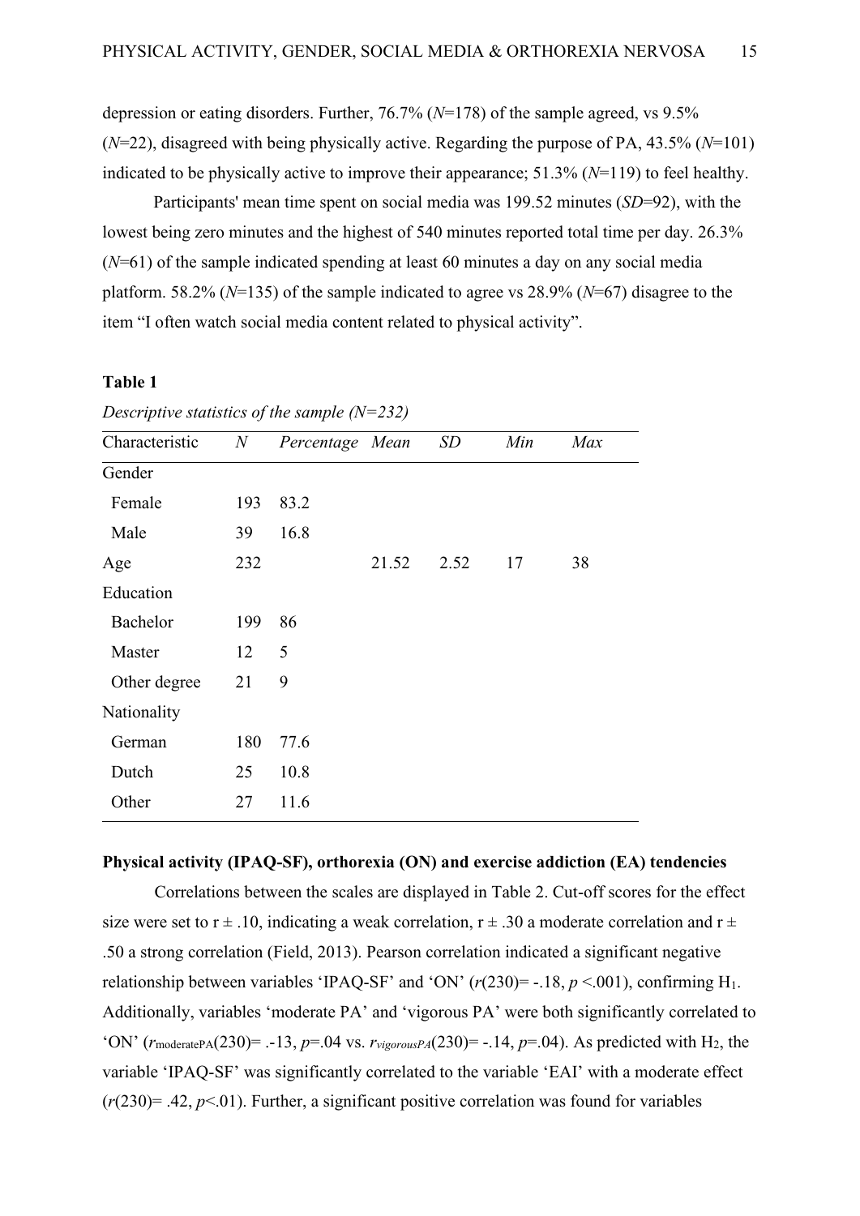depression or eating disorders. Further, 76.7% (*N*=178) of the sample agreed, vs 9.5% (*N*=22), disagreed with being physically active. Regarding the purpose of PA, 43.5% (*N*=101) indicated to be physically active to improve their appearance; 51.3% (*N*=119) to feel healthy.

Participants' mean time spent on social media was 199.52 minutes (*SD*=92), with the lowest being zero minutes and the highest of 540 minutes reported total time per day. 26.3% (*N*=61) of the sample indicated spending at least 60 minutes a day on any social media platform. 58.2% (*N*=135) of the sample indicated to agree vs 28.9% (*N*=67) disagree to the item "I often watch social media content related to physical activity".

**Table 1**

*Descriptive statistics of the sample (N=232)*

| Characteristic | *N* | *Percentage* | *Mean* | *SD* | *Min* | *Max* |
|---|---|---|---|---|---|---|
| Gender | | | | | | |
| Female | 193 | 83.2 | | | | |
| Male | 39 | 16.8 | | | | |
| Age | 232 | | 21.52 | 2.52 | 17 | 38 |
| Education | | | | | | |
| Bachelor | 199 | 86 | | | | |
| Master | 12 | 5 | | | | |
| Other degree | 21 | 9 | | | | |
| Nationality | | | | | | |
| German | 180 | 77.6 | | | | |
| Dutch | 25 | 10.8 | | | | |
| Other | 27 | 11.6 | | | | |

**Physical activity (IPAQ-SF), orthorexia (ON) and exercise addiction (EA) tendencies**

Correlations between the scales are displayed in Table 2. Cut-off scores for the effect size were set to r ± .10, indicating a weak correlation, r ± .30 a moderate correlation and r ± .50 a strong correlation (Field, 2013). Pearson correlation indicated a significant negative relationship between variables 'IPAQ-SF' and 'ON' ($r(230) = -.18$, $p < .001$), confirming $H_1$. Additionally, variables 'moderate PA' and 'vigorous PA' were both significantly correlated to 'ON' ($r_{moderatePA}(230) = .-13$, $p=.04$ vs. $r_{vigorousPA}(230) = -.14$, $p=.04$). As predicted with $H_2$, the variable 'IPAQ-SF' was significantly correlated to the variable 'EAI' with a moderate effect ($r(230) = .42$, $p<.01$). Further, a significant positive correlation was found for variables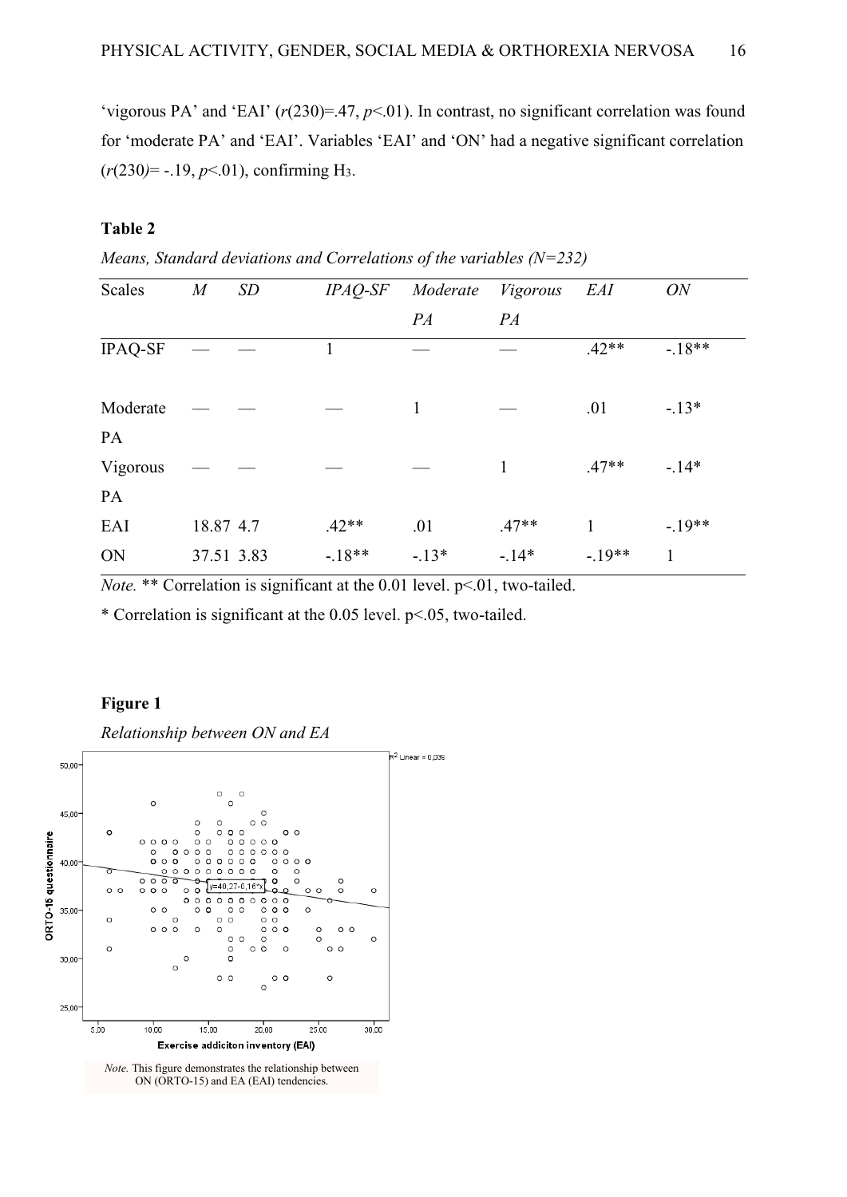'vigorous PA' and 'EAI' ($r(230)=.47$, $p<.01$). In contrast, no significant correlation was found for 'moderate PA' and 'EAI'. Variables 'EAI' and 'ON' had a negative significant correlation ($r(230)= -.19$, $p<.01$), confirming $H_3$.

**Table 2**

*Means, Standard deviations and Correlations of the variables (N=232)*

| Scales | *M* | *SD* | *IPAQ-SF* | *Moderate PA* | *Vigorous PA* | *EAI* | *ON* |
|---|---|---|---|---|---|---|---|
| IPAQ-SF | — | — | 1 | — | — | .42** | -.18** |
| Moderate PA | — | — | — | 1 | — | .01 | -.13* |
| Vigorous PA | — | — | — | — | 1 | .47** | -.14* |
| EAI | 18.87 | 4.7 | .42** | .01 | .47** | 1 | -.19** |
| ON | 37.51 | 3.83 | -.18** | -.13* | -.14* | -.19** | 1 |

*Note.* ** Correlation is significant at the 0.01 level. p<.01, two-tailed.

* Correlation is significant at the 0.05 level. p<.05, two-tailed.

**Figure 1**

*Relationship between ON and EA*

*Note.* This figure demonstrates the relationship between ON (ORTO-15) and EA (EAI) tendencies.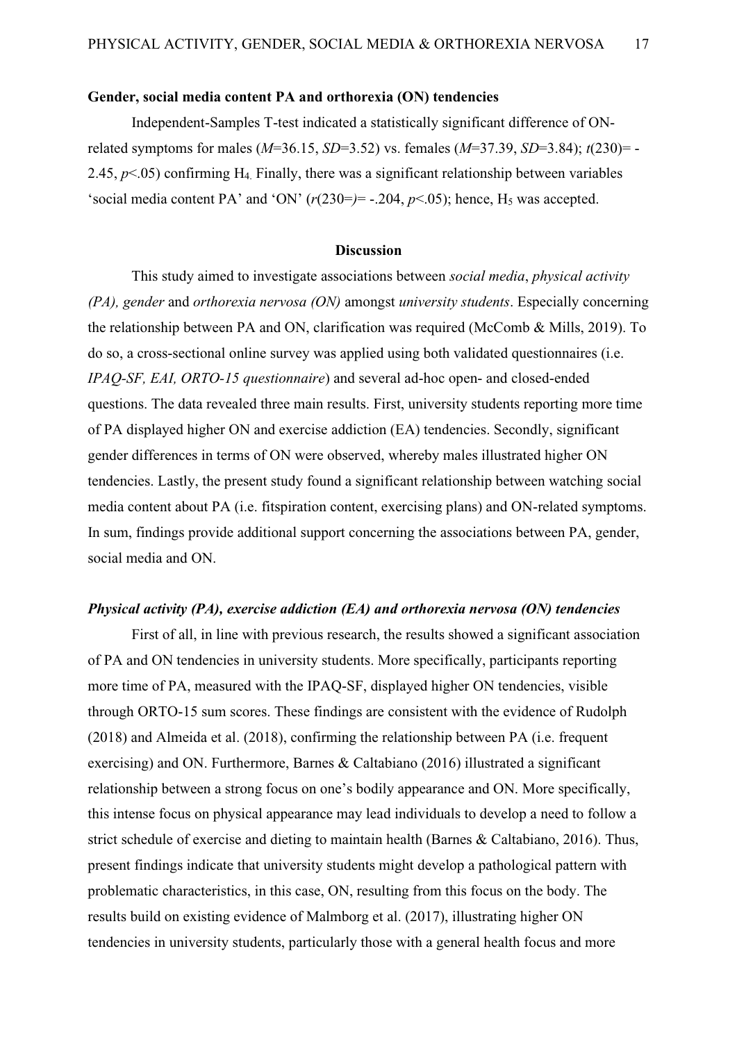**Gender, social media content PA and orthorexia (ON) tendencies**

Independent-Samples T-test indicated a statistically significant difference of ON-related symptoms for males ($M$=36.15, $SD$=3.52) vs. females ($M$=37.39, $SD$=3.84); $t(230)$= -2.45, $p$<.05) confirming $H_4$. Finally, there was a significant relationship between variables 'social media content PA' and 'ON' ($r$(230=)= -.204, $p$<.05); hence, $H_5$ was accepted.

## Discussion

This study aimed to investigate associations between *social media*, *physical activity (PA), gender* and *orthorexia nervosa (ON)* amongst *university students*. Especially concerning the relationship between PA and ON, clarification was required (McComb & Mills, 2019). To do so, a cross-sectional online survey was applied using both validated questionnaires (i.e. *IPAQ-SF, EAI, ORTO-15 questionnaire*) and several ad-hoc open- and closed-ended questions. The data revealed three main results. First, university students reporting more time of PA displayed higher ON and exercise addiction (EA) tendencies. Secondly, significant gender differences in terms of ON were observed, whereby males illustrated higher ON tendencies. Lastly, the present study found a significant relationship between watching social media content about PA (i.e. fitspiration content, exercising plans) and ON-related symptoms. In sum, findings provide additional support concerning the associations between PA, gender, social media and ON.

### *Physical activity (PA), exercise addiction (EA) and orthorexia nervosa (ON) tendencies*

First of all, in line with previous research, the results showed a significant association of PA and ON tendencies in university students. More specifically, participants reporting more time of PA, measured with the IPAQ-SF, displayed higher ON tendencies, visible through ORTO-15 sum scores. These findings are consistent with the evidence of Rudolph (2018) and Almeida et al. (2018), confirming the relationship between PA (i.e. frequent exercising) and ON. Furthermore, Barnes & Caltabiano (2016) illustrated a significant relationship between a strong focus on one's bodily appearance and ON. More specifically, this intense focus on physical appearance may lead individuals to develop a need to follow a strict schedule of exercise and dieting to maintain health (Barnes & Caltabiano, 2016). Thus, present findings indicate that university students might develop a pathological pattern with problematic characteristics, in this case, ON, resulting from this focus on the body. The results build on existing evidence of Malmborg et al. (2017), illustrating higher ON tendencies in university students, particularly those with a general health focus and more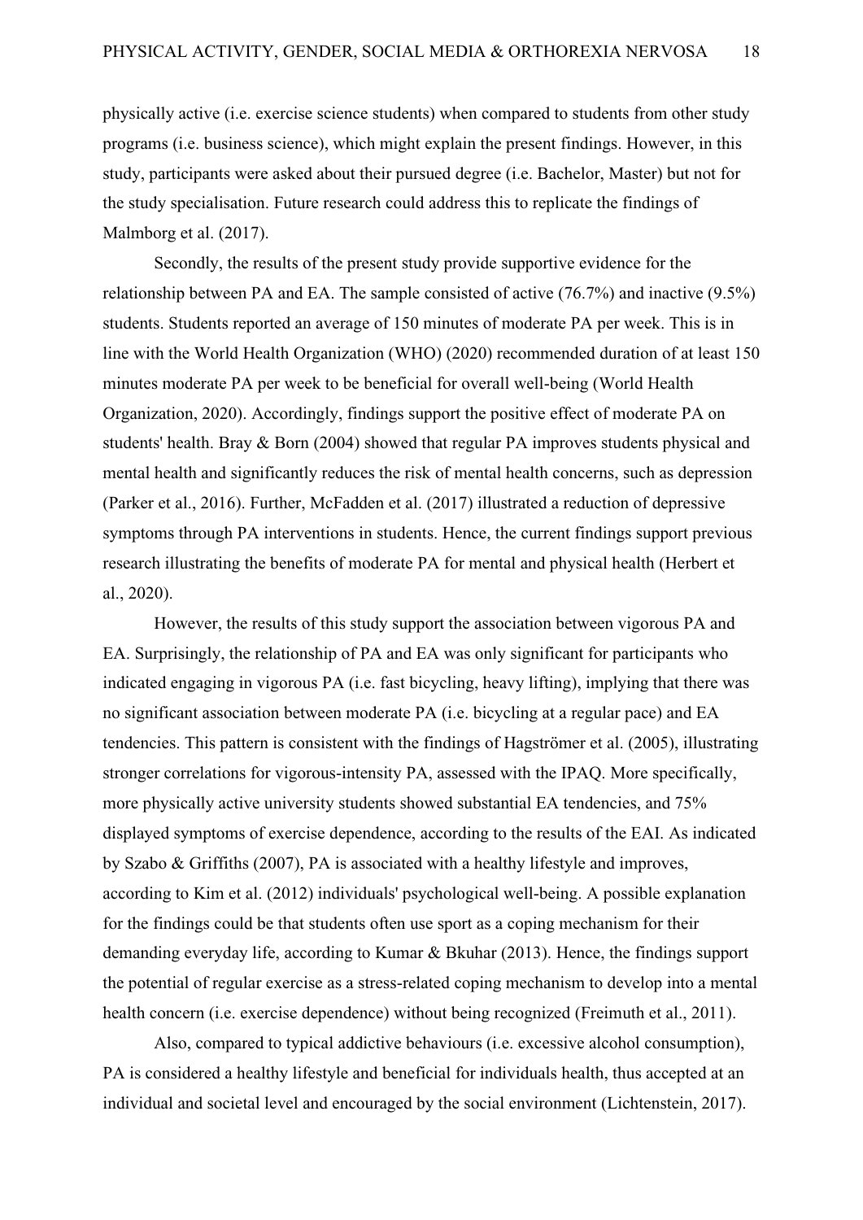physically active (i.e. exercise science students) when compared to students from other study programs (i.e. business science), which might explain the present findings. However, in this study, participants were asked about their pursued degree (i.e. Bachelor, Master) but not for the study specialisation. Future research could address this to replicate the findings of Malmborg et al. (2017).

Secondly, the results of the present study provide supportive evidence for the relationship between PA and EA. The sample consisted of active (76.7%) and inactive (9.5%) students. Students reported an average of 150 minutes of moderate PA per week. This is in line with the World Health Organization (WHO) (2020) recommended duration of at least 150 minutes moderate PA per week to be beneficial for overall well-being (World Health Organization, 2020). Accordingly, findings support the positive effect of moderate PA on students' health. Bray & Born (2004) showed that regular PA improves students physical and mental health and significantly reduces the risk of mental health concerns, such as depression (Parker et al., 2016). Further, McFadden et al. (2017) illustrated a reduction of depressive symptoms through PA interventions in students. Hence, the current findings support previous research illustrating the benefits of moderate PA for mental and physical health (Herbert et al., 2020).

However, the results of this study support the association between vigorous PA and EA. Surprisingly, the relationship of PA and EA was only significant for participants who indicated engaging in vigorous PA (i.e. fast bicycling, heavy lifting), implying that there was no significant association between moderate PA (i.e. bicycling at a regular pace) and EA tendencies. This pattern is consistent with the findings of Hagströmer et al. (2005), illustrating stronger correlations for vigorous-intensity PA, assessed with the IPAQ. More specifically, more physically active university students showed substantial EA tendencies, and 75% displayed symptoms of exercise dependence, according to the results of the EAI. As indicated by Szabo & Griffiths (2007), PA is associated with a healthy lifestyle and improves, according to Kim et al. (2012) individuals' psychological well-being. A possible explanation for the findings could be that students often use sport as a coping mechanism for their demanding everyday life, according to Kumar & Bkuhar (2013). Hence, the findings support the potential of regular exercise as a stress-related coping mechanism to develop into a mental health concern (i.e. exercise dependence) without being recognized (Freimuth et al., 2011).

Also, compared to typical addictive behaviours (i.e. excessive alcohol consumption), PA is considered a healthy lifestyle and beneficial for individuals health, thus accepted at an individual and societal level and encouraged by the social environment (Lichtenstein, 2017).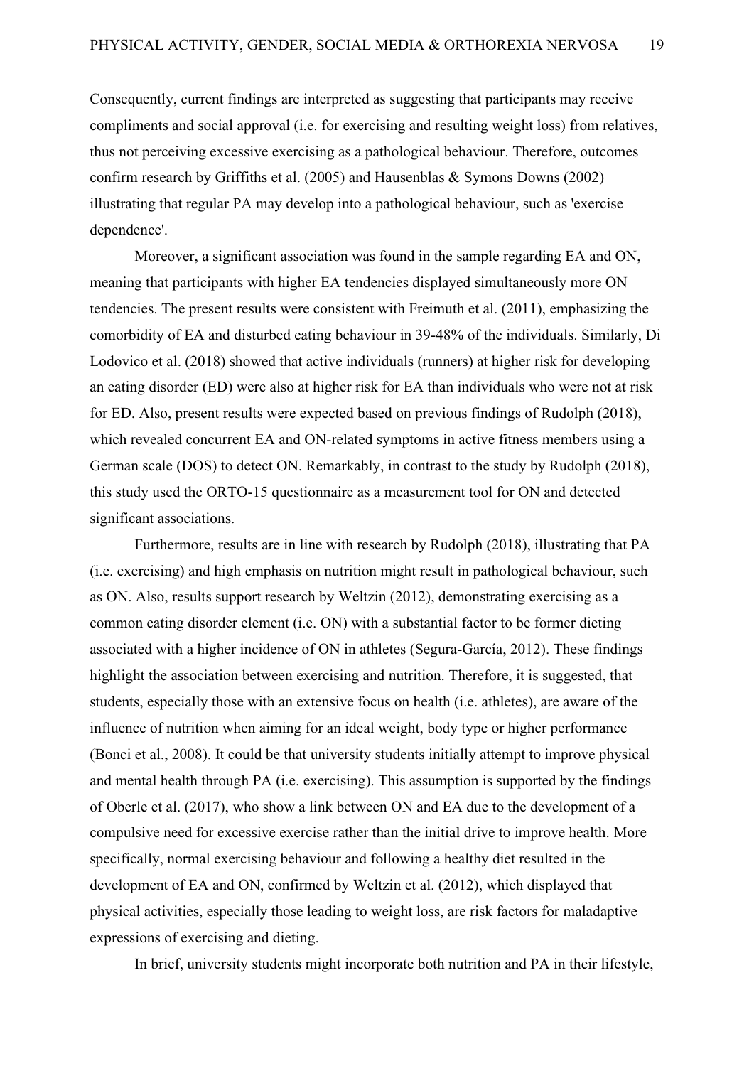Consequently, current findings are interpreted as suggesting that participants may receive compliments and social approval (i.e. for exercising and resulting weight loss) from relatives, thus not perceiving excessive exercising as a pathological behaviour. Therefore, outcomes confirm research by Griffiths et al. (2005) and Hausenblas & Symons Downs (2002) illustrating that regular PA may develop into a pathological behaviour, such as 'exercise dependence'.

Moreover, a significant association was found in the sample regarding EA and ON, meaning that participants with higher EA tendencies displayed simultaneously more ON tendencies. The present results were consistent with Freimuth et al. (2011), emphasizing the comorbidity of EA and disturbed eating behaviour in 39-48% of the individuals. Similarly, Di Lodovico et al. (2018) showed that active individuals (runners) at higher risk for developing an eating disorder (ED) were also at higher risk for EA than individuals who were not at risk for ED. Also, present results were expected based on previous findings of Rudolph (2018), which revealed concurrent EA and ON-related symptoms in active fitness members using a German scale (DOS) to detect ON. Remarkably, in contrast to the study by Rudolph (2018), this study used the ORTO-15 questionnaire as a measurement tool for ON and detected significant associations.

Furthermore, results are in line with research by Rudolph (2018), illustrating that PA (i.e. exercising) and high emphasis on nutrition might result in pathological behaviour, such as ON. Also, results support research by Weltzin (2012), demonstrating exercising as a common eating disorder element (i.e. ON) with a substantial factor to be former dieting associated with a higher incidence of ON in athletes (Segura-García, 2012). These findings highlight the association between exercising and nutrition. Therefore, it is suggested, that students, especially those with an extensive focus on health (i.e. athletes), are aware of the influence of nutrition when aiming for an ideal weight, body type or higher performance (Bonci et al., 2008). It could be that university students initially attempt to improve physical and mental health through PA (i.e. exercising). This assumption is supported by the findings of Oberle et al. (2017), who show a link between ON and EA due to the development of a compulsive need for excessive exercise rather than the initial drive to improve health. More specifically, normal exercising behaviour and following a healthy diet resulted in the development of EA and ON, confirmed by Weltzin et al. (2012), which displayed that physical activities, especially those leading to weight loss, are risk factors for maladaptive expressions of exercising and dieting.

In brief, university students might incorporate both nutrition and PA in their lifestyle,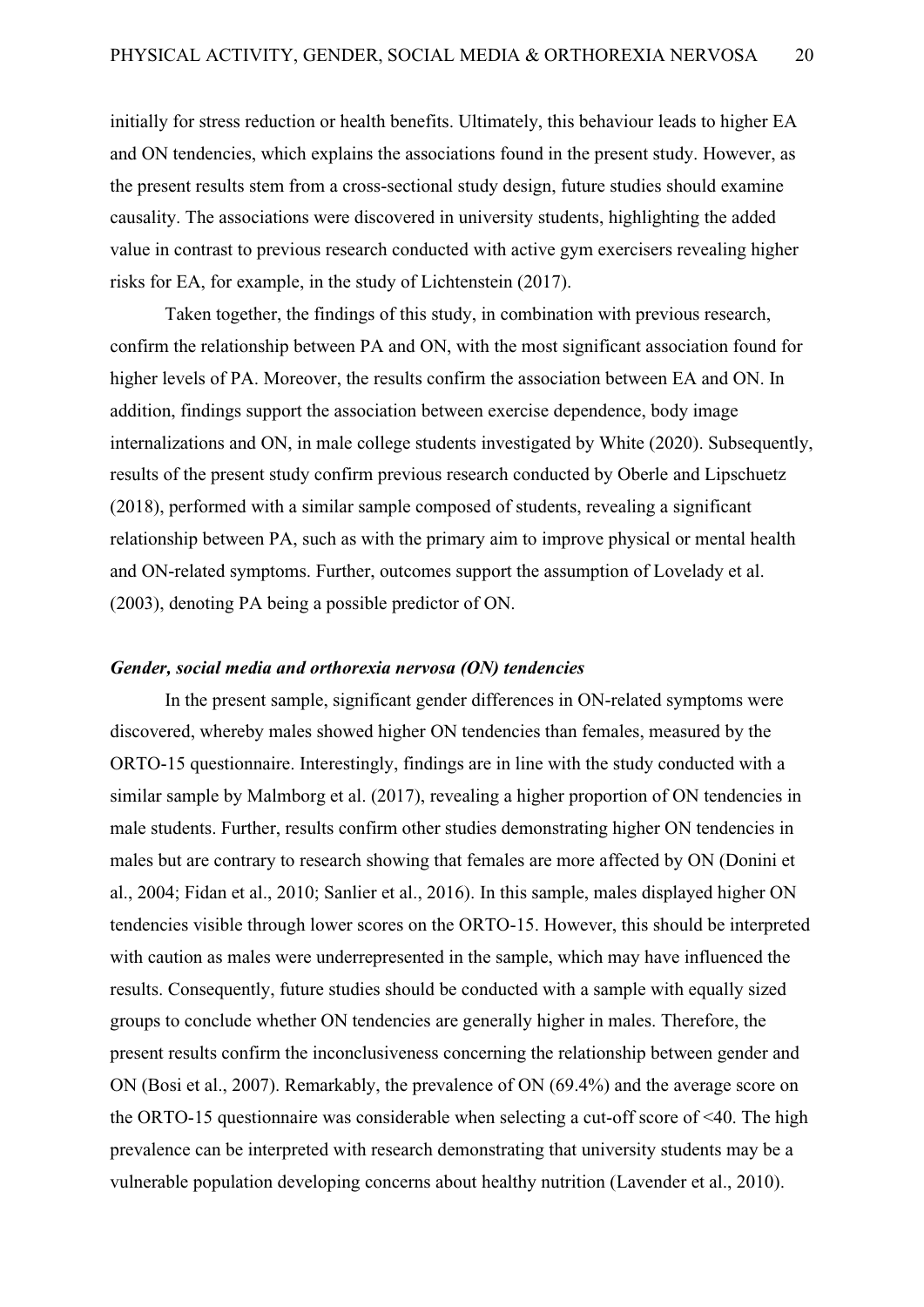initially for stress reduction or health benefits. Ultimately, this behaviour leads to higher EA and ON tendencies, which explains the associations found in the present study. However, as the present results stem from a cross-sectional study design, future studies should examine causality. The associations were discovered in university students, highlighting the added value in contrast to previous research conducted with active gym exercisers revealing higher risks for EA, for example, in the study of Lichtenstein (2017).

Taken together, the findings of this study, in combination with previous research, confirm the relationship between PA and ON, with the most significant association found for higher levels of PA. Moreover, the results confirm the association between EA and ON. In addition, findings support the association between exercise dependence, body image internalizations and ON, in male college students investigated by White (2020). Subsequently, results of the present study confirm previous research conducted by Oberle and Lipschuetz (2018), performed with a similar sample composed of students, revealing a significant relationship between PA, such as with the primary aim to improve physical or mental health and ON-related symptoms. Further, outcomes support the assumption of Lovelady et al. (2003), denoting PA being a possible predictor of ON.

### *Gender, social media and orthorexia nervosa (ON) tendencies*

In the present sample, significant gender differences in ON-related symptoms were discovered, whereby males showed higher ON tendencies than females, measured by the ORTO-15 questionnaire. Interestingly, findings are in line with the study conducted with a similar sample by Malmborg et al. (2017), revealing a higher proportion of ON tendencies in male students. Further, results confirm other studies demonstrating higher ON tendencies in males but are contrary to research showing that females are more affected by ON (Donini et al., 2004; Fidan et al., 2010; Sanlier et al., 2016). In this sample, males displayed higher ON tendencies visible through lower scores on the ORTO-15. However, this should be interpreted with caution as males were underrepresented in the sample, which may have influenced the results. Consequently, future studies should be conducted with a sample with equally sized groups to conclude whether ON tendencies are generally higher in males. Therefore, the present results confirm the inconclusiveness concerning the relationship between gender and ON (Bosi et al., 2007). Remarkably, the prevalence of ON (69.4%) and the average score on the ORTO-15 questionnaire was considerable when selecting a cut-off score of <40. The high prevalence can be interpreted with research demonstrating that university students may be a vulnerable population developing concerns about healthy nutrition (Lavender et al., 2010).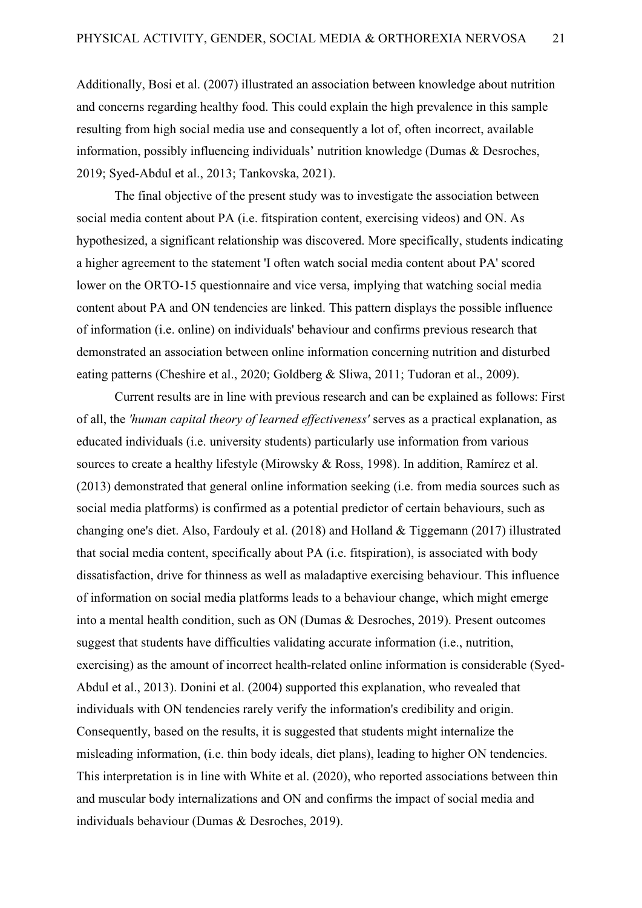Additionally, Bosi et al. (2007) illustrated an association between knowledge about nutrition and concerns regarding healthy food. This could explain the high prevalence in this sample resulting from high social media use and consequently a lot of, often incorrect, available information, possibly influencing individuals' nutrition knowledge (Dumas & Desroches, 2019; Syed-Abdul et al., 2013; Tankovska, 2021).

The final objective of the present study was to investigate the association between social media content about PA (i.e. fitspiration content, exercising videos) and ON. As hypothesized, a significant relationship was discovered. More specifically, students indicating a higher agreement to the statement 'I often watch social media content about PA' scored lower on the ORTO-15 questionnaire and vice versa, implying that watching social media content about PA and ON tendencies are linked. This pattern displays the possible influence of information (i.e. online) on individuals' behaviour and confirms previous research that demonstrated an association between online information concerning nutrition and disturbed eating patterns (Cheshire et al., 2020; Goldberg & Sliwa, 2011; Tudoran et al., 2009).

Current results are in line with previous research and can be explained as follows: First of all, the *'human capital theory of learned effectiveness'* serves as a practical explanation, as educated individuals (i.e. university students) particularly use information from various sources to create a healthy lifestyle (Mirowsky & Ross, 1998). In addition, Ramírez et al. (2013) demonstrated that general online information seeking (i.e. from media sources such as social media platforms) is confirmed as a potential predictor of certain behaviours, such as changing one's diet. Also, Fardouly et al. (2018) and Holland & Tiggemann (2017) illustrated that social media content, specifically about PA (i.e. fitspiration), is associated with body dissatisfaction, drive for thinness as well as maladaptive exercising behaviour. This influence of information on social media platforms leads to a behaviour change, which might emerge into a mental health condition, such as ON (Dumas & Desroches, 2019). Present outcomes suggest that students have difficulties validating accurate information (i.e., nutrition, exercising) as the amount of incorrect health-related online information is considerable (Syed-Abdul et al., 2013). Donini et al. (2004) supported this explanation, who revealed that individuals with ON tendencies rarely verify the information's credibility and origin. Consequently, based on the results, it is suggested that students might internalize the misleading information, (i.e. thin body ideals, diet plans), leading to higher ON tendencies. This interpretation is in line with White et al. (2020), who reported associations between thin and muscular body internalizations and ON and confirms the impact of social media and individuals behaviour (Dumas & Desroches, 2019).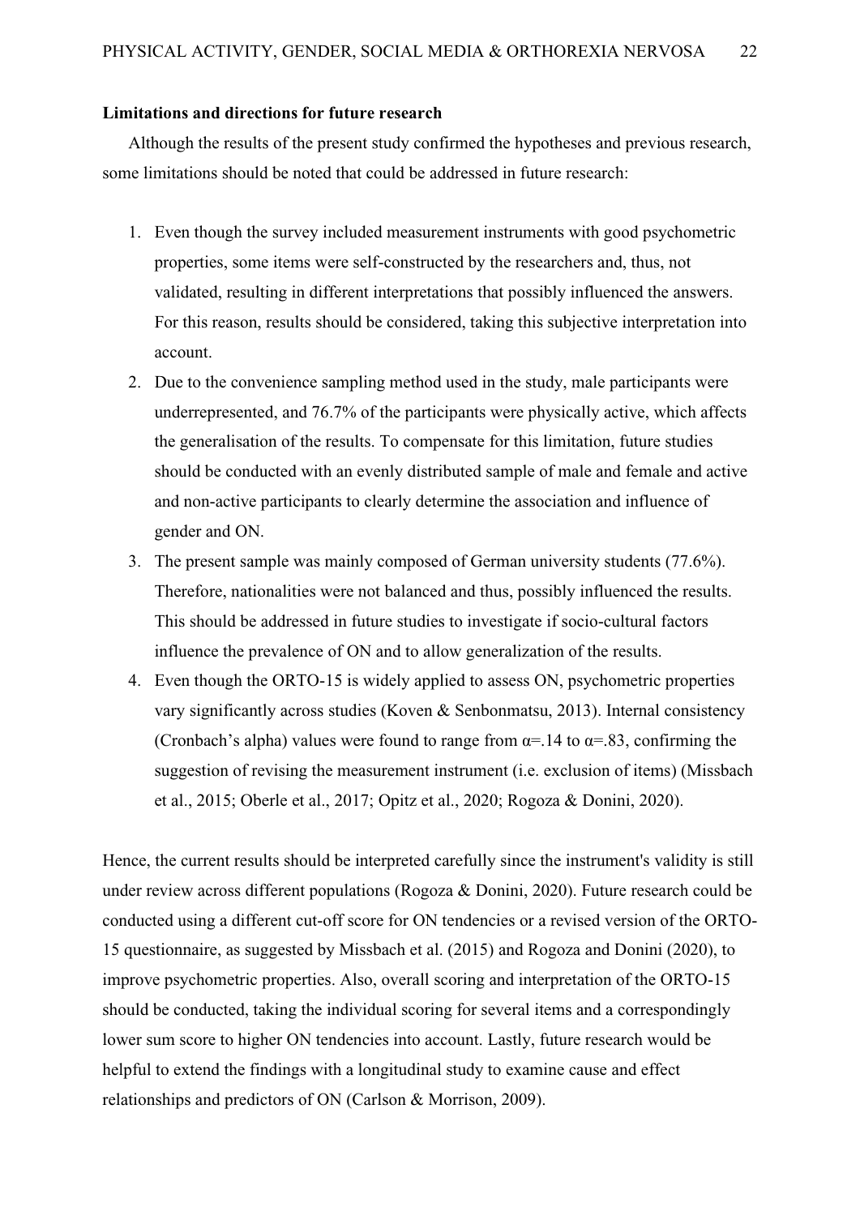**Limitations and directions for future research**

Although the results of the present study confirmed the hypotheses and previous research, some limitations should be noted that could be addressed in future research:

1. Even though the survey included measurement instruments with good psychometric properties, some items were self-constructed by the researchers and, thus, not validated, resulting in different interpretations that possibly influenced the answers. For this reason, results should be considered, taking this subjective interpretation into account.
2. Due to the convenience sampling method used in the study, male participants were underrepresented, and 76.7% of the participants were physically active, which affects the generalisation of the results. To compensate for this limitation, future studies should be conducted with an evenly distributed sample of male and female and active and non-active participants to clearly determine the association and influence of gender and ON.
3. The present sample was mainly composed of German university students (77.6%). Therefore, nationalities were not balanced and thus, possibly influenced the results. This should be addressed in future studies to investigate if socio-cultural factors influence the prevalence of ON and to allow generalization of the results.
4. Even though the ORTO-15 is widely applied to assess ON, psychometric properties vary significantly across studies (Koven & Senbonmatsu, 2013). Internal consistency (Cronbach's alpha) values were found to range from $\alpha$=.14 to $\alpha$=.83, confirming the suggestion of revising the measurement instrument (i.e. exclusion of items) (Missbach et al., 2015; Oberle et al., 2017; Opitz et al., 2020; Rogoza & Donini, 2020).

Hence, the current results should be interpreted carefully since the instrument's validity is still under review across different populations (Rogoza & Donini, 2020). Future research could be conducted using a different cut-off score for ON tendencies or a revised version of the ORTO-15 questionnaire, as suggested by Missbach et al. (2015) and Rogoza and Donini (2020), to improve psychometric properties. Also, overall scoring and interpretation of the ORTO-15 should be conducted, taking the individual scoring for several items and a correspondingly lower sum score to higher ON tendencies into account. Lastly, future research would be helpful to extend the findings with a longitudinal study to examine cause and effect relationships and predictors of ON (Carlson & Morrison, 2009).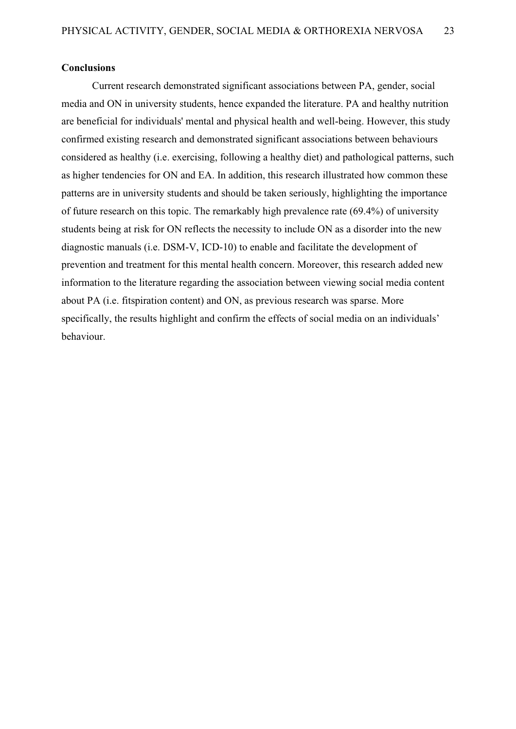**Conclusions**

Current research demonstrated significant associations between PA, gender, social media and ON in university students, hence expanded the literature. PA and healthy nutrition are beneficial for individuals' mental and physical health and well-being. However, this study confirmed existing research and demonstrated significant associations between behaviours considered as healthy (i.e. exercising, following a healthy diet) and pathological patterns, such as higher tendencies for ON and EA. In addition, this research illustrated how common these patterns are in university students and should be taken seriously, highlighting the importance of future research on this topic. The remarkably high prevalence rate (69.4%) of university students being at risk for ON reflects the necessity to include ON as a disorder into the new diagnostic manuals (i.e. DSM-V, ICD-10) to enable and facilitate the development of prevention and treatment for this mental health concern. Moreover, this research added new information to the literature regarding the association between viewing social media content about PA (i.e. fitspiration content) and ON, as previous research was sparse. More specifically, the results highlight and confirm the effects of social media on an individuals' behaviour.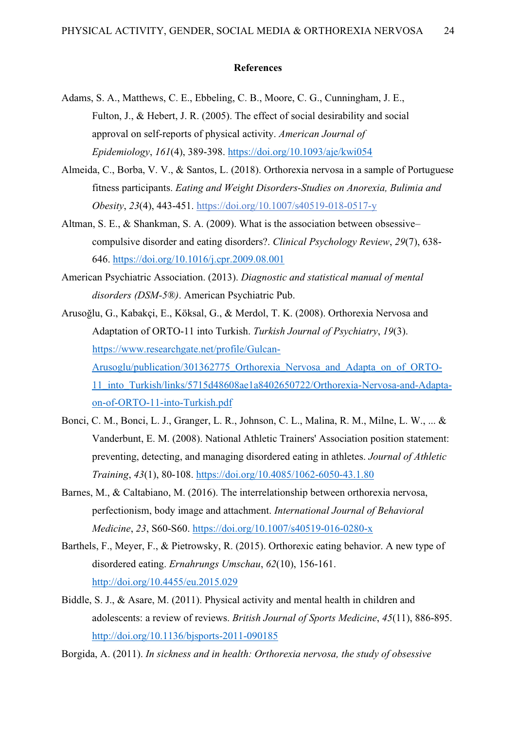**References**

Adams, S. A., Matthews, C. E., Ebbeling, C. B., Moore, C. G., Cunningham, J. E., Fulton, J., & Hebert, J. R. (2005). The effect of social desirability and social approval on self-reports of physical activity. *American Journal of Epidemiology*, *161*(4), 389-398. https://doi.org/10.1093/aje/kwi054

Almeida, C., Borba, V. V., & Santos, L. (2018). Orthorexia nervosa in a sample of Portuguese fitness participants. *Eating and Weight Disorders-Studies on Anorexia, Bulimia and Obesity*, *23*(4), 443-451. https://doi.org/10.1007/s40519-018-0517-y

Altman, S. E., & Shankman, S. A. (2009). What is the association between obsessive–compulsive disorder and eating disorders?. *Clinical Psychology Review*, *29*(7), 638-646. https://doi.org/10.1016/j.cpr.2009.08.001

American Psychiatric Association. (2013). *Diagnostic and statistical manual of mental disorders (DSM-5®)*. American Psychiatric Pub.

Arusoğlu, G., Kabakçi, E., Köksal, G., & Merdol, T. K. (2008). Orthorexia Nervosa and Adaptation of ORTO-11 into Turkish. *Turkish Journal of Psychiatry*, *19*(3). https://www.researchgate.net/profile/Gulcan-Arusoglu/publication/301362775_Orthorexia_Nervosa_and_Adapta_on_of_ORTO-11_into_Turkish/links/5715d48608ae1a8402650722/Orthorexia-Nervosa-and-Adapta-on-of-ORTO-11-into-Turkish.pdf

Bonci, C. M., Bonci, L. J., Granger, L. R., Johnson, C. L., Malina, R. M., Milne, L. W., ... & Vanderbunt, E. M. (2008). National Athletic Trainers' Association position statement: preventing, detecting, and managing disordered eating in athletes. *Journal of Athletic Training*, *43*(1), 80-108. https://doi.org/10.4085/1062-6050-43.1.80

Barnes, M., & Caltabiano, M. (2016). The interrelationship between orthorexia nervosa, perfectionism, body image and attachment. *International Journal of Behavioral Medicine*, *23*, S60-S60. https://doi.org/10.1007/s40519-016-0280-x

Barthels, F., Meyer, F., & Pietrowsky, R. (2015). Orthorexic eating behavior. A new type of disordered eating. *Ernahrungs Umschau*, *62*(10), 156-161. http://doi.org/10.4455/eu.2015.029

Biddle, S. J., & Asare, M. (2011). Physical activity and mental health in children and adolescents: a review of reviews. *British Journal of Sports Medicine*, *45*(11), 886-895. http://doi.org/10.1136/bjsports-2011-090185

Borgida, A. (2011). *In sickness and in health: Orthorexia nervosa, the study of obsessive*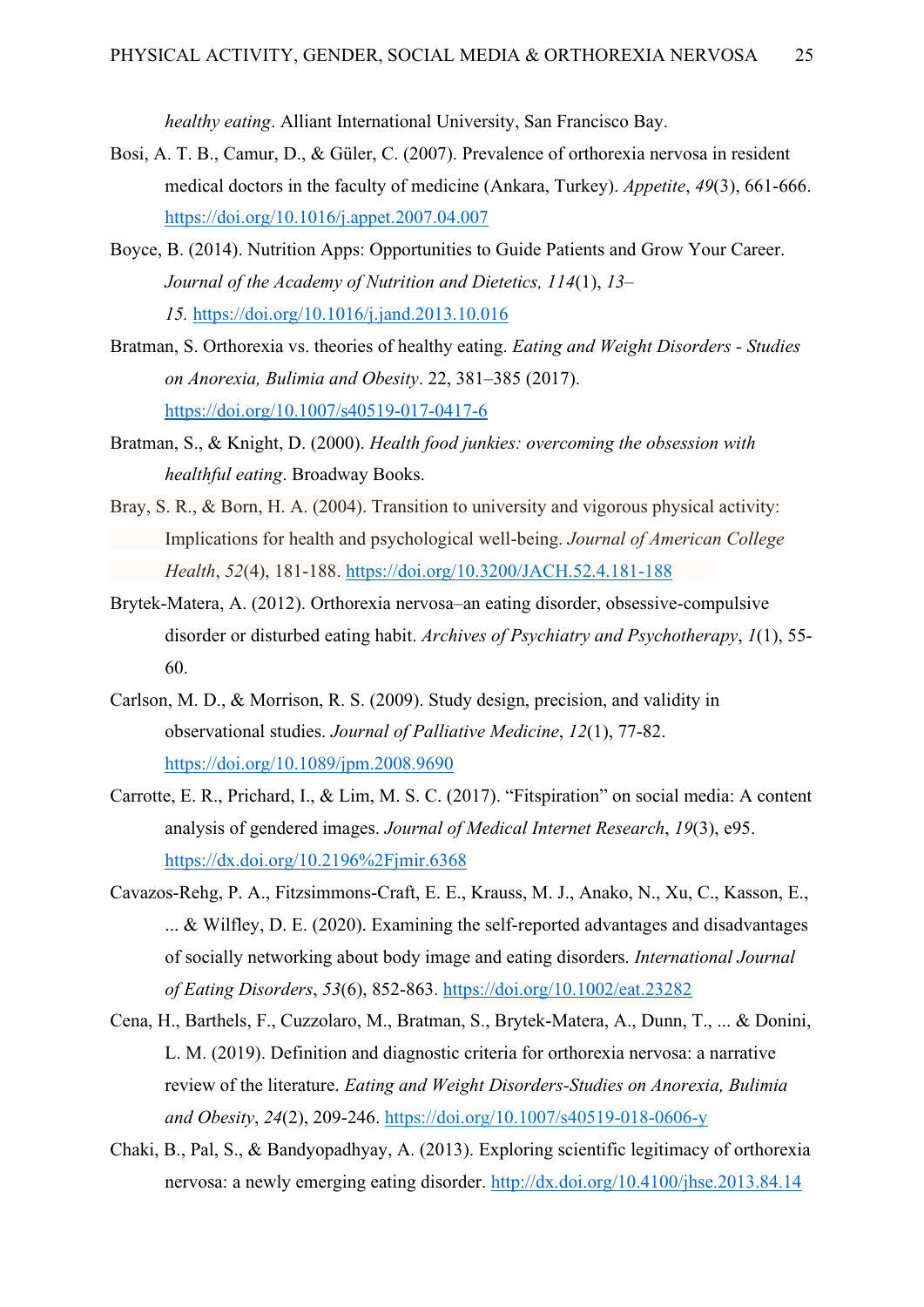*healthy eating*. Alliant International University, San Francisco Bay.

Bosi, A. T. B., Camur, D., & Güler, C. (2007). Prevalence of orthorexia nervosa in resident medical doctors in the faculty of medicine (Ankara, Turkey). *Appetite*, *49*(3), 661-666. https://doi.org/10.1016/j.appet.2007.04.007

Boyce, B. (2014). Nutrition Apps: Opportunities to Guide Patients and Grow Your Career. *Journal of the Academy of Nutrition and Dietetics, 114*(1), *13–15.* https://doi.org/10.1016/j.jand.2013.10.016

Bratman, S. Orthorexia vs. theories of healthy eating. *Eating and Weight Disorders - Studies on Anorexia, Bulimia and Obesity*. 22, 381–385 (2017). https://doi.org/10.1007/s40519-017-0417-6

Bratman, S., & Knight, D. (2000). *Health food junkies: overcoming the obsession with healthful eating*. Broadway Books.

Bray, S. R., & Born, H. A. (2004). Transition to university and vigorous physical activity: Implications for health and psychological well-being. *Journal of American College Health*, *52*(4), 181-188. https://doi.org/10.3200/JACH.52.4.181-188

Brytek-Matera, A. (2012). Orthorexia nervosa–an eating disorder, obsessive-compulsive disorder or disturbed eating habit. *Archives of Psychiatry and Psychotherapy*, *1*(1), 55-60.

Carlson, M. D., & Morrison, R. S. (2009). Study design, precision, and validity in observational studies. *Journal of Palliative Medicine*, *12*(1), 77-82. https://doi.org/10.1089/jpm.2008.9690

Carrotte, E. R., Prichard, I., & Lim, M. S. C. (2017). "Fitspiration" on social media: A content analysis of gendered images. *Journal of Medical Internet Research*, *19*(3), e95. https://dx.doi.org/10.2196%2Fjmir.6368

Cavazos-Rehg, P. A., Fitzsimmons-Craft, E. E., Krauss, M. J., Anako, N., Xu, C., Kasson, E., ... & Wilfley, D. E. (2020). Examining the self-reported advantages and disadvantages of socially networking about body image and eating disorders. *International Journal of Eating Disorders*, *53*(6), 852-863. https://doi.org/10.1002/eat.23282

Cena, H., Barthels, F., Cuzzolaro, M., Bratman, S., Brytek-Matera, A., Dunn, T., ... & Donini, L. M. (2019). Definition and diagnostic criteria for orthorexia nervosa: a narrative review of the literature. *Eating and Weight Disorders-Studies on Anorexia, Bulimia and Obesity*, *24*(2), 209-246. https://doi.org/10.1007/s40519-018-0606-y

Chaki, B., Pal, S., & Bandyopadhyay, A. (2013). Exploring scientific legitimacy of orthorexia nervosa: a newly emerging eating disorder. http://dx.doi.org/10.4100/jhse.2013.84.14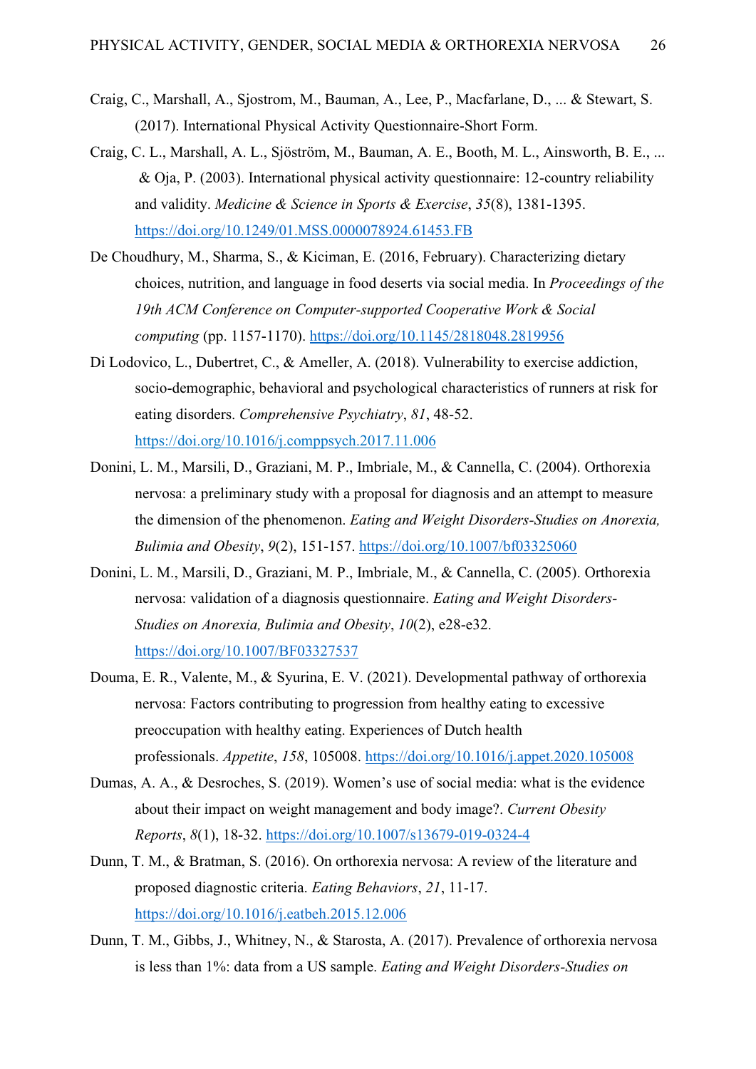Craig, C., Marshall, A., Sjostrom, M., Bauman, A., Lee, P., Macfarlane, D., ... & Stewart, S. (2017). International Physical Activity Questionnaire-Short Form.

Craig, C. L., Marshall, A. L., Sjöström, M., Bauman, A. E., Booth, M. L., Ainsworth, B. E., ... & Oja, P. (2003). International physical activity questionnaire: 12-country reliability and validity. *Medicine & Science in Sports & Exercise*, *35*(8), 1381-1395. https://doi.org/10.1249/01.MSS.0000078924.61453.FB

De Choudhury, M., Sharma, S., & Kiciman, E. (2016, February). Characterizing dietary choices, nutrition, and language in food deserts via social media. In *Proceedings of the 19th ACM Conference on Computer-supported Cooperative Work & Social computing* (pp. 1157-1170). https://doi.org/10.1145/2818048.2819956

Di Lodovico, L., Dubertret, C., & Ameller, A. (2018). Vulnerability to exercise addiction, socio-demographic, behavioral and psychological characteristics of runners at risk for eating disorders. *Comprehensive Psychiatry*, *81*, 48-52. https://doi.org/10.1016/j.comppsych.2017.11.006

Donini, L. M., Marsili, D., Graziani, M. P., Imbriale, M., & Cannella, C. (2004). Orthorexia nervosa: a preliminary study with a proposal for diagnosis and an attempt to measure the dimension of the phenomenon. *Eating and Weight Disorders-Studies on Anorexia, Bulimia and Obesity*, *9*(2), 151-157. https://doi.org/10.1007/bf03325060

Donini, L. M., Marsili, D., Graziani, M. P., Imbriale, M., & Cannella, C. (2005). Orthorexia nervosa: validation of a diagnosis questionnaire. *Eating and Weight Disorders-Studies on Anorexia, Bulimia and Obesity*, *10*(2), e28-e32. https://doi.org/10.1007/BF03327537

Douma, E. R., Valente, M., & Syurina, E. V. (2021). Developmental pathway of orthorexia nervosa: Factors contributing to progression from healthy eating to excessive preoccupation with healthy eating. Experiences of Dutch health professionals. *Appetite*, *158*, 105008. https://doi.org/10.1016/j.appet.2020.105008

Dumas, A. A., & Desroches, S. (2019). Women's use of social media: what is the evidence about their impact on weight management and body image?. *Current Obesity Reports*, *8*(1), 18-32. https://doi.org/10.1007/s13679-019-0324-4

Dunn, T. M., & Bratman, S. (2016). On orthorexia nervosa: A review of the literature and proposed diagnostic criteria. *Eating Behaviors*, *21*, 11-17. https://doi.org/10.1016/j.eatbeh.2015.12.006

Dunn, T. M., Gibbs, J., Whitney, N., & Starosta, A. (2017). Prevalence of orthorexia nervosa is less than 1%: data from a US sample. *Eating and Weight Disorders-Studies on*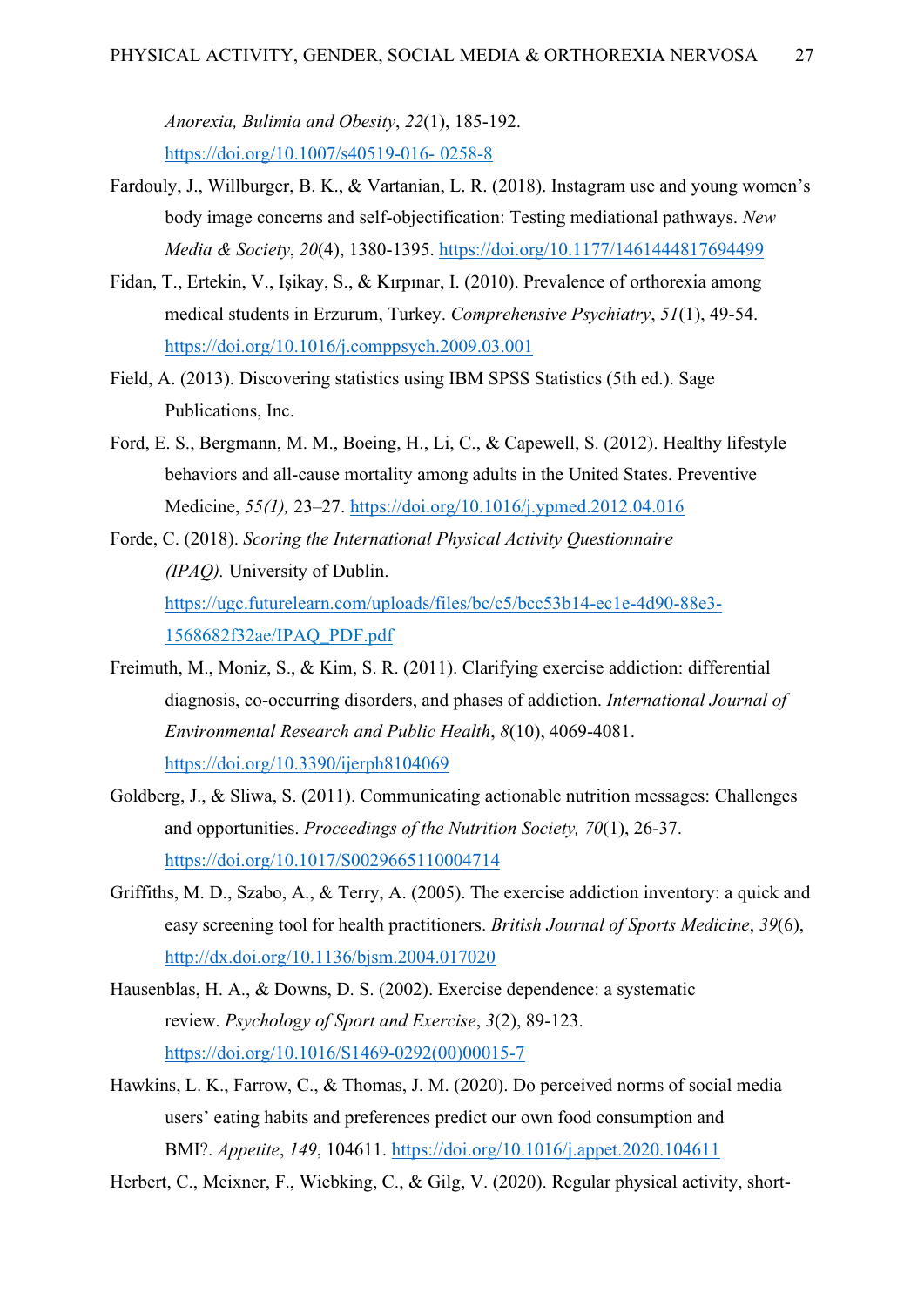*Anorexia, Bulimia and Obesity*, *22*(1), 185-192. https://doi.org/10.1007/s40519-016- 0258-8

Fardouly, J., Willburger, B. K., & Vartanian, L. R. (2018). Instagram use and young women's body image concerns and self-objectification: Testing mediational pathways. *New Media & Society*, *20*(4), 1380-1395. https://doi.org/10.1177/1461444817694499

Fidan, T., Ertekin, V., Işikay, S., & Kırpınar, I. (2010). Prevalence of orthorexia among medical students in Erzurum, Turkey. *Comprehensive Psychiatry*, *51*(1), 49-54. https://doi.org/10.1016/j.comppsych.2009.03.001

Field, A. (2013). Discovering statistics using IBM SPSS Statistics (5th ed.). Sage Publications, Inc.

Ford, E. S., Bergmann, M. M., Boeing, H., Li, C., & Capewell, S. (2012). Healthy lifestyle behaviors and all-cause mortality among adults in the United States. Preventive Medicine, *55(1),* 23–27. https://doi.org/10.1016/j.ypmed.2012.04.016

Forde, C. (2018). *Scoring the International Physical Activity Questionnaire (IPAQ).* University of Dublin. https://ugc.futurelearn.com/uploads/files/bc/c5/bcc53b14-ec1e-4d90-88e3-1568682f32ae/IPAQ_PDF.pdf

Freimuth, M., Moniz, S., & Kim, S. R. (2011). Clarifying exercise addiction: differential diagnosis, co-occurring disorders, and phases of addiction. *International Journal of Environmental Research and Public Health*, *8*(10), 4069-4081. https://doi.org/10.3390/ijerph8104069

Goldberg, J., & Sliwa, S. (2011). Communicating actionable nutrition messages: Challenges and opportunities. *Proceedings of the Nutrition Society, 70*(1), 26-37. https://doi.org/10.1017/S0029665110004714

Griffiths, M. D., Szabo, A., & Terry, A. (2005). The exercise addiction inventory: a quick and easy screening tool for health practitioners. *British Journal of Sports Medicine*, *39*(6), http://dx.doi.org/10.1136/bjsm.2004.017020

Hausenblas, H. A., & Downs, D. S. (2002). Exercise dependence: a systematic review. *Psychology of Sport and Exercise*, *3*(2), 89-123. https://doi.org/10.1016/S1469-0292(00)00015-7

Hawkins, L. K., Farrow, C., & Thomas, J. M. (2020). Do perceived norms of social media users' eating habits and preferences predict our own food consumption and BMI?. *Appetite*, *149*, 104611. https://doi.org/10.1016/j.appet.2020.104611

Herbert, C., Meixner, F., Wiebking, C., & Gilg, V. (2020). Regular physical activity, short-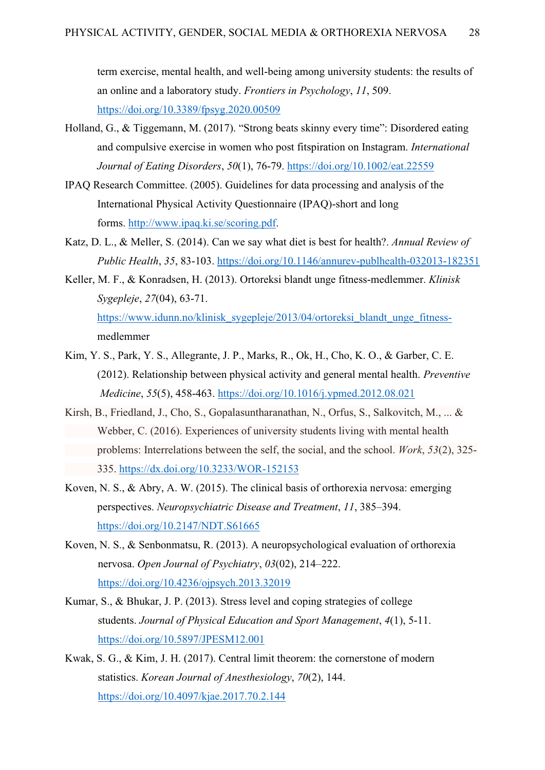term exercise, mental health, and well-being among university students: the results of an online and a laboratory study. *Frontiers in Psychology*, *11*, 509. https://doi.org/10.3389/fpsyg.2020.00509

Holland, G., & Tiggemann, M. (2017). "Strong beats skinny every time": Disordered eating and compulsive exercise in women who post fitspiration on Instagram. *International Journal of Eating Disorders*, *50*(1), 76-79. https://doi.org/10.1002/eat.22559

IPAQ Research Committee. (2005). Guidelines for data processing and analysis of the International Physical Activity Questionnaire (IPAQ)-short and long forms. http://www.ipaq.ki.se/scoring.pdf.

Katz, D. L., & Meller, S. (2014). Can we say what diet is best for health?. *Annual Review of Public Health*, *35*, 83-103. https://doi.org/10.1146/annurev-publhealth-032013-182351

Keller, M. F., & Konradsen, H. (2013). Ortoreksi blandt unge fitness-medlemmer. *Klinisk Sygepleje*, *27*(04), 63-71. https://www.idunn.no/klinisk_sygepleje/2013/04/ortoreksi_blandt_unge_fitness-medlemmer

Kim, Y. S., Park, Y. S., Allegrante, J. P., Marks, R., Ok, H., Cho, K. O., & Garber, C. E. (2012). Relationship between physical activity and general mental health. *Preventive Medicine*, *55*(5), 458-463. https://doi.org/10.1016/j.ypmed.2012.08.021

Kirsh, B., Friedland, J., Cho, S., Gopalasuntharanathan, N., Orfus, S., Salkovitch, M., ... & Webber, C. (2016). Experiences of university students living with mental health problems: Interrelations between the self, the social, and the school. *Work*, *53*(2), 325-335. https://dx.doi.org/10.3233/WOR-152153

Koven, N. S., & Abry, A. W. (2015). The clinical basis of orthorexia nervosa: emerging perspectives. *Neuropsychiatric Disease and Treatment*, *11*, 385–394. https://doi.org/10.2147/NDT.S61665

Koven, N. S., & Senbonmatsu, R. (2013). A neuropsychological evaluation of orthorexia nervosa. *Open Journal of Psychiatry*, *03*(02), 214–222. https://doi.org/10.4236/ojpsych.2013.32019

Kumar, S., & Bhukar, J. P. (2013). Stress level and coping strategies of college students. *Journal of Physical Education and Sport Management*, *4*(1), 5-11. https://doi.org/10.5897/JPESM12.001

Kwak, S. G., & Kim, J. H. (2017). Central limit theorem: the cornerstone of modern statistics. *Korean Journal of Anesthesiology*, *70*(2), 144. https://doi.org/10.4097/kjae.2017.70.2.144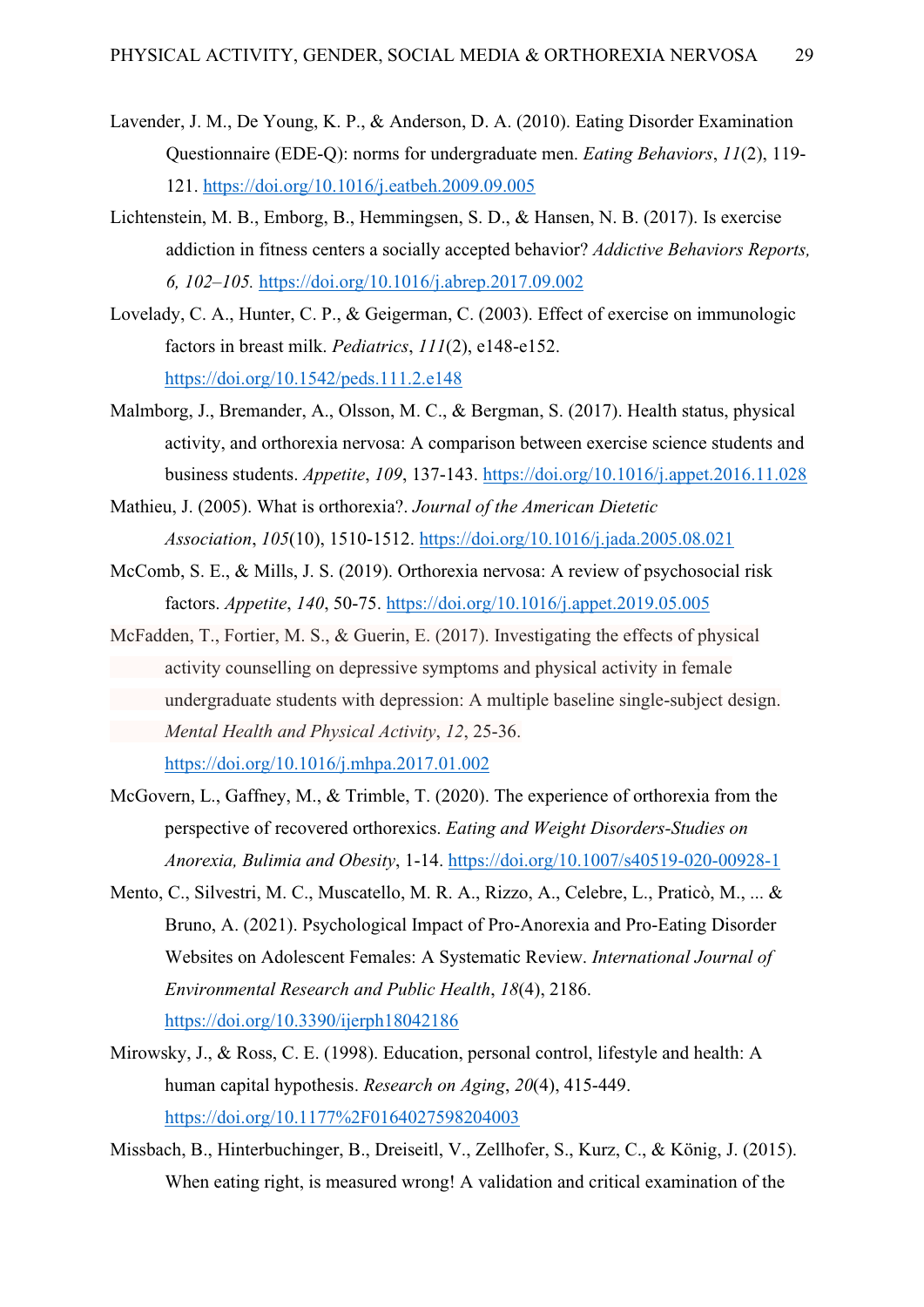Lavender, J. M., De Young, K. P., & Anderson, D. A. (2010). Eating Disorder Examination Questionnaire (EDE-Q): norms for undergraduate men. *Eating Behaviors*, *11*(2), 119-121. https://doi.org/10.1016/j.eatbeh.2009.09.005

Lichtenstein, M. B., Emborg, B., Hemmingsen, S. D., & Hansen, N. B. (2017). Is exercise addiction in fitness centers a socially accepted behavior? *Addictive Behaviors Reports, 6, 102–105.* https://doi.org/10.1016/j.abrep.2017.09.002

Lovelady, C. A., Hunter, C. P., & Geigerman, C. (2003). Effect of exercise on immunologic factors in breast milk. *Pediatrics*, *111*(2), e148-e152. https://doi.org/10.1542/peds.111.2.e148

Malmborg, J., Bremander, A., Olsson, M. C., & Bergman, S. (2017). Health status, physical activity, and orthorexia nervosa: A comparison between exercise science students and business students. *Appetite*, *109*, 137-143. https://doi.org/10.1016/j.appet.2016.11.028

Mathieu, J. (2005). What is orthorexia?. *Journal of the American Dietetic Association*, *105*(10), 1510-1512. https://doi.org/10.1016/j.jada.2005.08.021

McComb, S. E., & Mills, J. S. (2019). Orthorexia nervosa: A review of psychosocial risk factors. *Appetite*, *140*, 50-75. https://doi.org/10.1016/j.appet.2019.05.005

McFadden, T., Fortier, M. S., & Guerin, E. (2017). Investigating the effects of physical activity counselling on depressive symptoms and physical activity in female undergraduate students with depression: A multiple baseline single-subject design. *Mental Health and Physical Activity*, *12*, 25-36. https://doi.org/10.1016/j.mhpa.2017.01.002

McGovern, L., Gaffney, M., & Trimble, T. (2020). The experience of orthorexia from the perspective of recovered orthorexics. *Eating and Weight Disorders-Studies on Anorexia, Bulimia and Obesity*, 1-14. https://doi.org/10.1007/s40519-020-00928-1

Mento, C., Silvestri, M. C., Muscatello, M. R. A., Rizzo, A., Celebre, L., Praticò, M., ... & Bruno, A. (2021). Psychological Impact of Pro-Anorexia and Pro-Eating Disorder Websites on Adolescent Females: A Systematic Review. *International Journal of Environmental Research and Public Health*, *18*(4), 2186. https://doi.org/10.3390/ijerph18042186

Mirowsky, J., & Ross, C. E. (1998). Education, personal control, lifestyle and health: A human capital hypothesis. *Research on Aging*, *20*(4), 415-449. https://doi.org/10.1177%2F0164027598204003

Missbach, B., Hinterbuchinger, B., Dreiseitl, V., Zellhofer, S., Kurz, C., & König, J. (2015). When eating right, is measured wrong! A validation and critical examination of the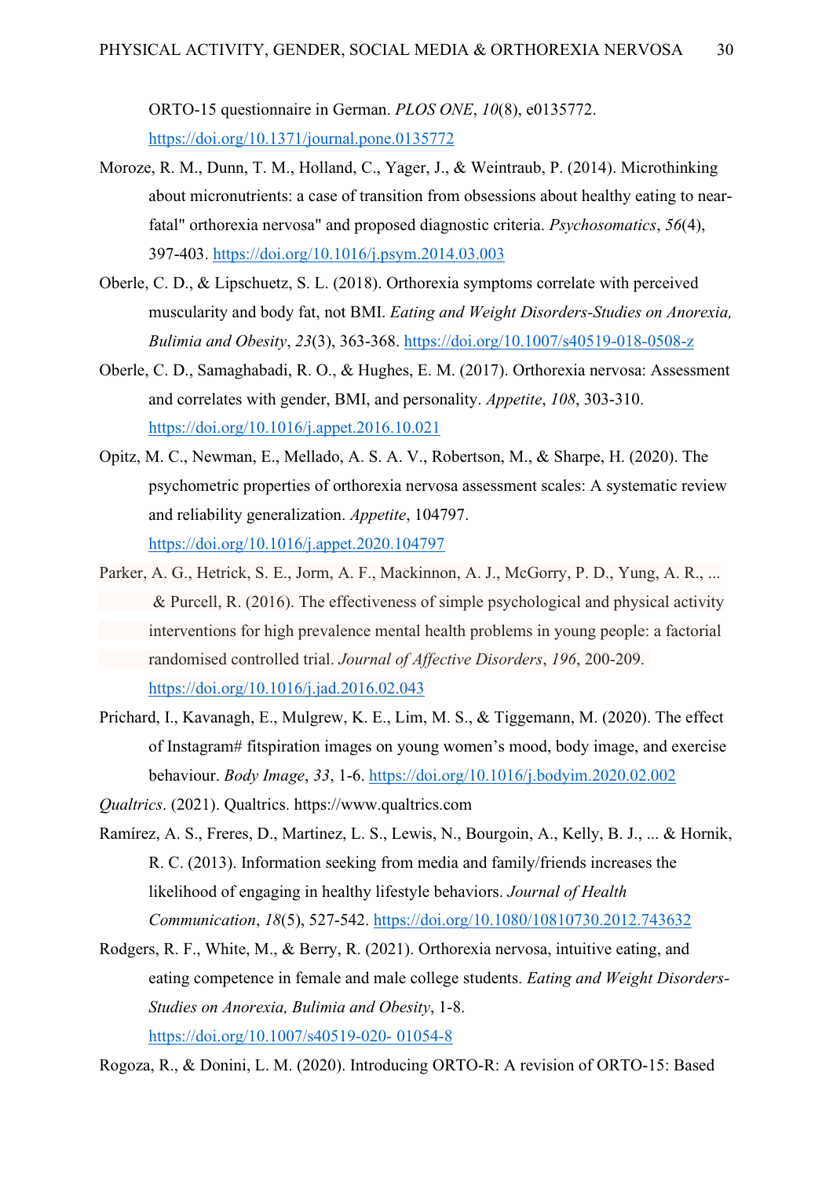ORTO-15 questionnaire in German. *PLOS ONE*, *10*(8), e0135772. https://doi.org/10.1371/journal.pone.0135772

Moroze, R. M., Dunn, T. M., Holland, C., Yager, J., & Weintraub, P. (2014). Microthinking about micronutrients: a case of transition from obsessions about healthy eating to near-fatal" orthorexia nervosa" and proposed diagnostic criteria. *Psychosomatics*, *56*(4), 397-403. https://doi.org/10.1016/j.psym.2014.03.003

Oberle, C. D., & Lipschuetz, S. L. (2018). Orthorexia symptoms correlate with perceived muscularity and body fat, not BMI. *Eating and Weight Disorders-Studies on Anorexia, Bulimia and Obesity*, *23*(3), 363-368. https://doi.org/10.1007/s40519-018-0508-z

Oberle, C. D., Samaghabadi, R. O., & Hughes, E. M. (2017). Orthorexia nervosa: Assessment and correlates with gender, BMI, and personality. *Appetite*, *108*, 303-310. https://doi.org/10.1016/j.appet.2016.10.021

Opitz, M. C., Newman, E., Mellado, A. S. A. V., Robertson, M., & Sharpe, H. (2020). The psychometric properties of orthorexia nervosa assessment scales: A systematic review and reliability generalization. *Appetite*, 104797. https://doi.org/10.1016/j.appet.2020.104797

Parker, A. G., Hetrick, S. E., Jorm, A. F., Mackinnon, A. J., McGorry, P. D., Yung, A. R., ... & Purcell, R. (2016). The effectiveness of simple psychological and physical activity interventions for high prevalence mental health problems in young people: a factorial randomised controlled trial. *Journal of Affective Disorders*, *196*, 200-209. https://doi.org/10.1016/j.jad.2016.02.043

Prichard, I., Kavanagh, E., Mulgrew, K. E., Lim, M. S., & Tiggemann, M. (2020). The effect of Instagram# fitspiration images on young women's mood, body image, and exercise behaviour. *Body Image*, *33*, 1-6. https://doi.org/10.1016/j.bodyim.2020.02.002

*Qualtrics*. (2021). Qualtrics. https://www.qualtrics.com

Ramírez, A. S., Freres, D., Martinez, L. S., Lewis, N., Bourgoin, A., Kelly, B. J., ... & Hornik, R. C. (2013). Information seeking from media and family/friends increases the likelihood of engaging in healthy lifestyle behaviors. *Journal of Health Communication*, *18*(5), 527-542. https://doi.org/10.1080/10810730.2012.743632

Rodgers, R. F., White, M., & Berry, R. (2021). Orthorexia nervosa, intuitive eating, and eating competence in female and male college students. *Eating and Weight Disorders-Studies on Anorexia, Bulimia and Obesity*, 1-8. https://doi.org/10.1007/s40519-020- 01054-8

Rogoza, R., & Donini, L. M. (2020). Introducing ORTO-R: A revision of ORTO-15: Based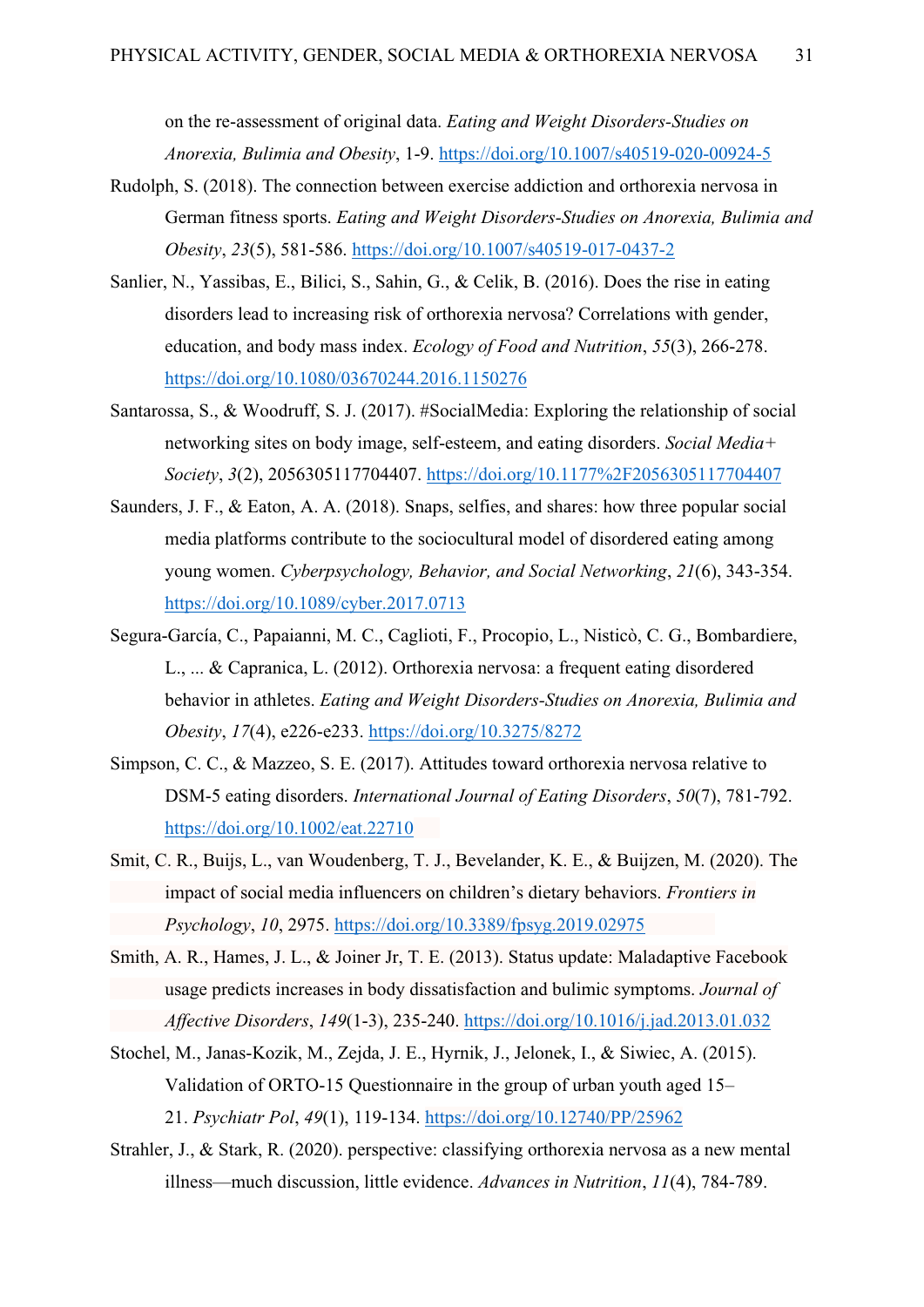on the re-assessment of original data. *Eating and Weight Disorders-Studies on Anorexia, Bulimia and Obesity*, 1-9. https://doi.org/10.1007/s40519-020-00924-5

Rudolph, S. (2018). The connection between exercise addiction and orthorexia nervosa in German fitness sports. *Eating and Weight Disorders-Studies on Anorexia, Bulimia and Obesity*, *23*(5), 581-586. https://doi.org/10.1007/s40519-017-0437-2

Sanlier, N., Yassibas, E., Bilici, S., Sahin, G., & Celik, B. (2016). Does the rise in eating disorders lead to increasing risk of orthorexia nervosa? Correlations with gender, education, and body mass index. *Ecology of Food and Nutrition*, *55*(3), 266-278. https://doi.org/10.1080/03670244.2016.1150276

Santarossa, S., & Woodruff, S. J. (2017). #SocialMedia: Exploring the relationship of social networking sites on body image, self-esteem, and eating disorders. *Social Media+ Society*, *3*(2), 2056305117704407. https://doi.org/10.1177%2F2056305117704407

Saunders, J. F., & Eaton, A. A. (2018). Snaps, selfies, and shares: how three popular social media platforms contribute to the sociocultural model of disordered eating among young women. *Cyberpsychology, Behavior, and Social Networking*, *21*(6), 343-354. https://doi.org/10.1089/cyber.2017.0713

Segura-García, C., Papaianni, M. C., Caglioti, F., Procopio, L., Nisticò, C. G., Bombardiere, L., ... & Capranica, L. (2012). Orthorexia nervosa: a frequent eating disordered behavior in athletes. *Eating and Weight Disorders-Studies on Anorexia, Bulimia and Obesity*, *17*(4), e226-e233. https://doi.org/10.3275/8272

Simpson, C. C., & Mazzeo, S. E. (2017). Attitudes toward orthorexia nervosa relative to DSM-5 eating disorders. *International Journal of Eating Disorders*, *50*(7), 781-792. https://doi.org/10.1002/eat.22710

Smit, C. R., Buijs, L., van Woudenberg, T. J., Bevelander, K. E., & Buijzen, M. (2020). The impact of social media influencers on children's dietary behaviors. *Frontiers in Psychology*, *10*, 2975. https://doi.org/10.3389/fpsyg.2019.02975

Smith, A. R., Hames, J. L., & Joiner Jr, T. E. (2013). Status update: Maladaptive Facebook usage predicts increases in body dissatisfaction and bulimic symptoms. *Journal of Affective Disorders*, *149*(1-3), 235-240. https://doi.org/10.1016/j.jad.2013.01.032

Stochel, M., Janas-Kozik, M., Zejda, J. E., Hyrnik, J., Jelonek, I., & Siwiec, A. (2015). Validation of ORTO-15 Questionnaire in the group of urban youth aged 15–21. *Psychiatr Pol*, *49*(1), 119-134. https://doi.org/10.12740/PP/25962

Strahler, J., & Stark, R. (2020). perspective: classifying orthorexia nervosa as a new mental illness—much discussion, little evidence. *Advances in Nutrition*, *11*(4), 784-789.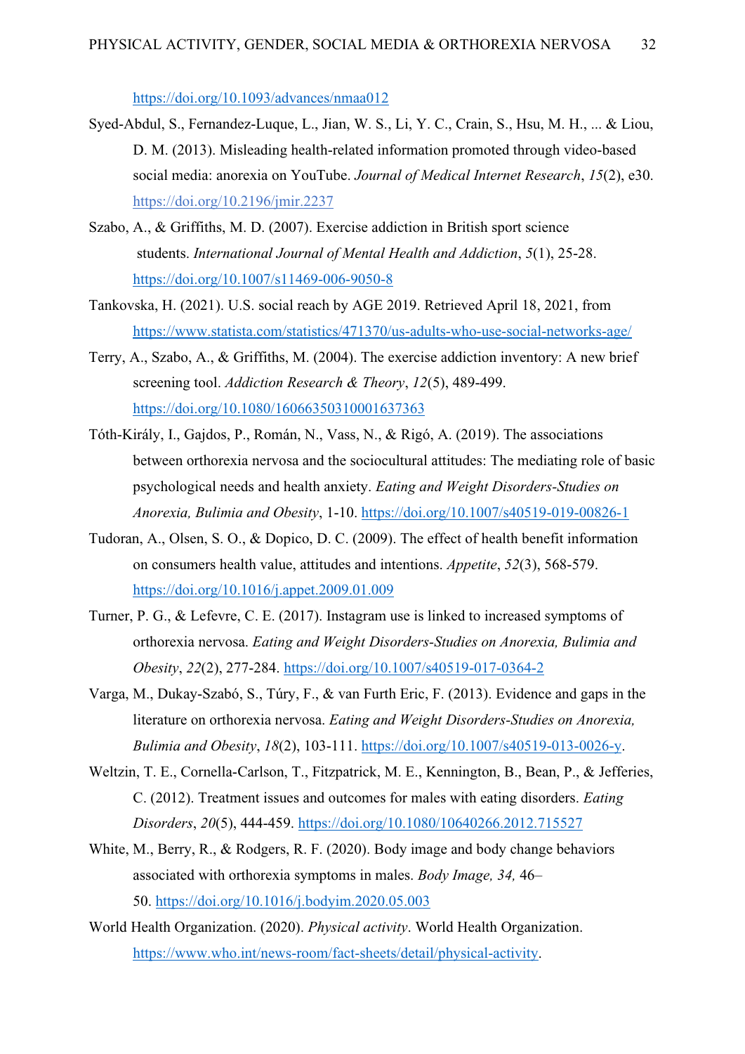https://doi.org/10.1093/advances/nmaa012

Syed-Abdul, S., Fernandez-Luque, L., Jian, W. S., Li, Y. C., Crain, S., Hsu, M. H., ... & Liou, D. M. (2013). Misleading health-related information promoted through video-based social media: anorexia on YouTube. *Journal of Medical Internet Research*, *15*(2), e30. https://doi.org/10.2196/jmir.2237

Szabo, A., & Griffiths, M. D. (2007). Exercise addiction in British sport science students. *International Journal of Mental Health and Addiction*, *5*(1), 25-28. https://doi.org/10.1007/s11469-006-9050-8

Tankovska, H. (2021). U.S. social reach by AGE 2019. Retrieved April 18, 2021, from https://www.statista.com/statistics/471370/us-adults-who-use-social-networks-age/

Terry, A., Szabo, A., & Griffiths, M. (2004). The exercise addiction inventory: A new brief screening tool. *Addiction Research & Theory*, *12*(5), 489-499. https://doi.org/10.1080/16066350310001637363

Tóth-Király, I., Gajdos, P., Román, N., Vass, N., & Rigó, A. (2019). The associations between orthorexia nervosa and the sociocultural attitudes: The mediating role of basic psychological needs and health anxiety. *Eating and Weight Disorders-Studies on Anorexia, Bulimia and Obesity*, 1-10. https://doi.org/10.1007/s40519-019-00826-1

Tudoran, A., Olsen, S. O., & Dopico, D. C. (2009). The effect of health benefit information on consumers health value, attitudes and intentions. *Appetite*, *52*(3), 568-579. https://doi.org/10.1016/j.appet.2009.01.009

Turner, P. G., & Lefevre, C. E. (2017). Instagram use is linked to increased symptoms of orthorexia nervosa. *Eating and Weight Disorders-Studies on Anorexia, Bulimia and Obesity*, *22*(2), 277-284. https://doi.org/10.1007/s40519-017-0364-2

Varga, M., Dukay-Szabó, S., Túry, F., & van Furth Eric, F. (2013). Evidence and gaps in the literature on orthorexia nervosa. *Eating and Weight Disorders-Studies on Anorexia, Bulimia and Obesity*, *18*(2), 103-111. https://doi.org/10.1007/s40519-013-0026-y.

Weltzin, T. E., Cornella-Carlson, T., Fitzpatrick, M. E., Kennington, B., Bean, P., & Jefferies, C. (2012). Treatment issues and outcomes for males with eating disorders. *Eating Disorders*, *20*(5), 444-459. https://doi.org/10.1080/10640266.2012.715527

White, M., Berry, R., & Rodgers, R. F. (2020). Body image and body change behaviors associated with orthorexia symptoms in males. *Body Image, 34,* 46–50. https://doi.org/10.1016/j.bodyim.2020.05.003

World Health Organization. (2020). *Physical activity*. World Health Organization. https://www.who.int/news-room/fact-sheets/detail/physical-activity.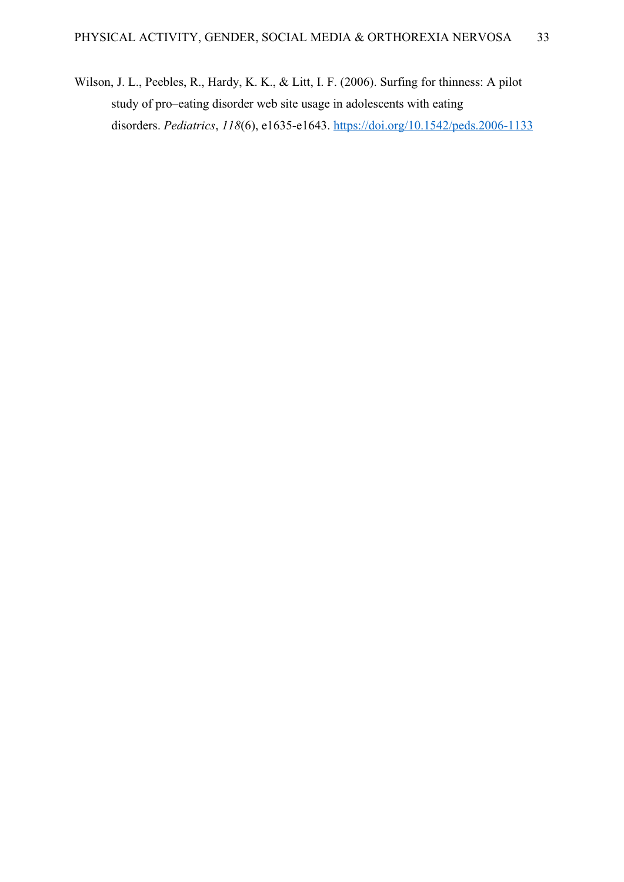Wilson, J. L., Peebles, R., Hardy, K. K., & Litt, I. F. (2006). Surfing for thinness: A pilot study of pro–eating disorder web site usage in adolescents with eating disorders. *Pediatrics*, *118*(6), e1635-e1643. https://doi.org/10.1542/peds.2006-1133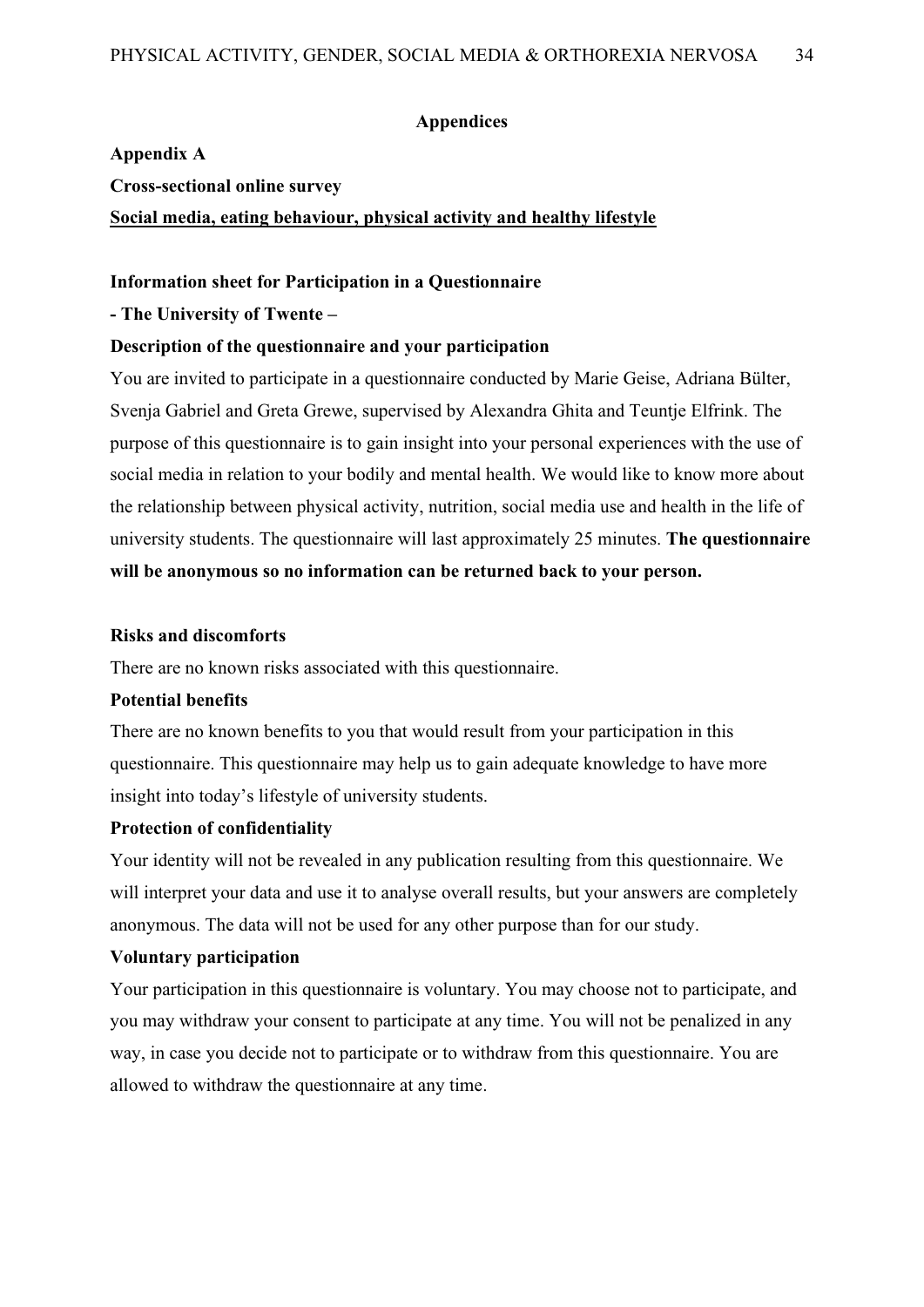# Appendices

## Appendix A

### Cross-sectional online survey

### <u>Social media, eating behaviour, physical activity and healthy lifestyle</u>

**Information sheet for Participation in a Questionnaire**

**- The University of Twente –**

**Description of the questionnaire and your participation**

You are invited to participate in a questionnaire conducted by Marie Geise, Adriana Bülter, Svenja Gabriel and Greta Grewe, supervised by Alexandra Ghita and Teuntje Elfrink. The purpose of this questionnaire is to gain insight into your personal experiences with the use of social media in relation to your bodily and mental health. We would like to know more about the relationship between physical activity, nutrition, social media use and health in the life of university students. The questionnaire will last approximately 25 minutes. **The questionnaire will be anonymous so no information can be returned back to your person.**

**Risks and discomforts**

There are no known risks associated with this questionnaire.

**Potential benefits**

There are no known benefits to you that would result from your participation in this questionnaire. This questionnaire may help us to gain adequate knowledge to have more insight into today's lifestyle of university students.

**Protection of confidentiality**

Your identity will not be revealed in any publication resulting from this questionnaire. We will interpret your data and use it to analyse overall results, but your answers are completely anonymous. The data will not be used for any other purpose than for our study.

**Voluntary participation**

Your participation in this questionnaire is voluntary. You may choose not to participate, and you may withdraw your consent to participate at any time. You will not be penalized in any way, in case you decide not to participate or to withdraw from this questionnaire. You are allowed to withdraw the questionnaire at any time.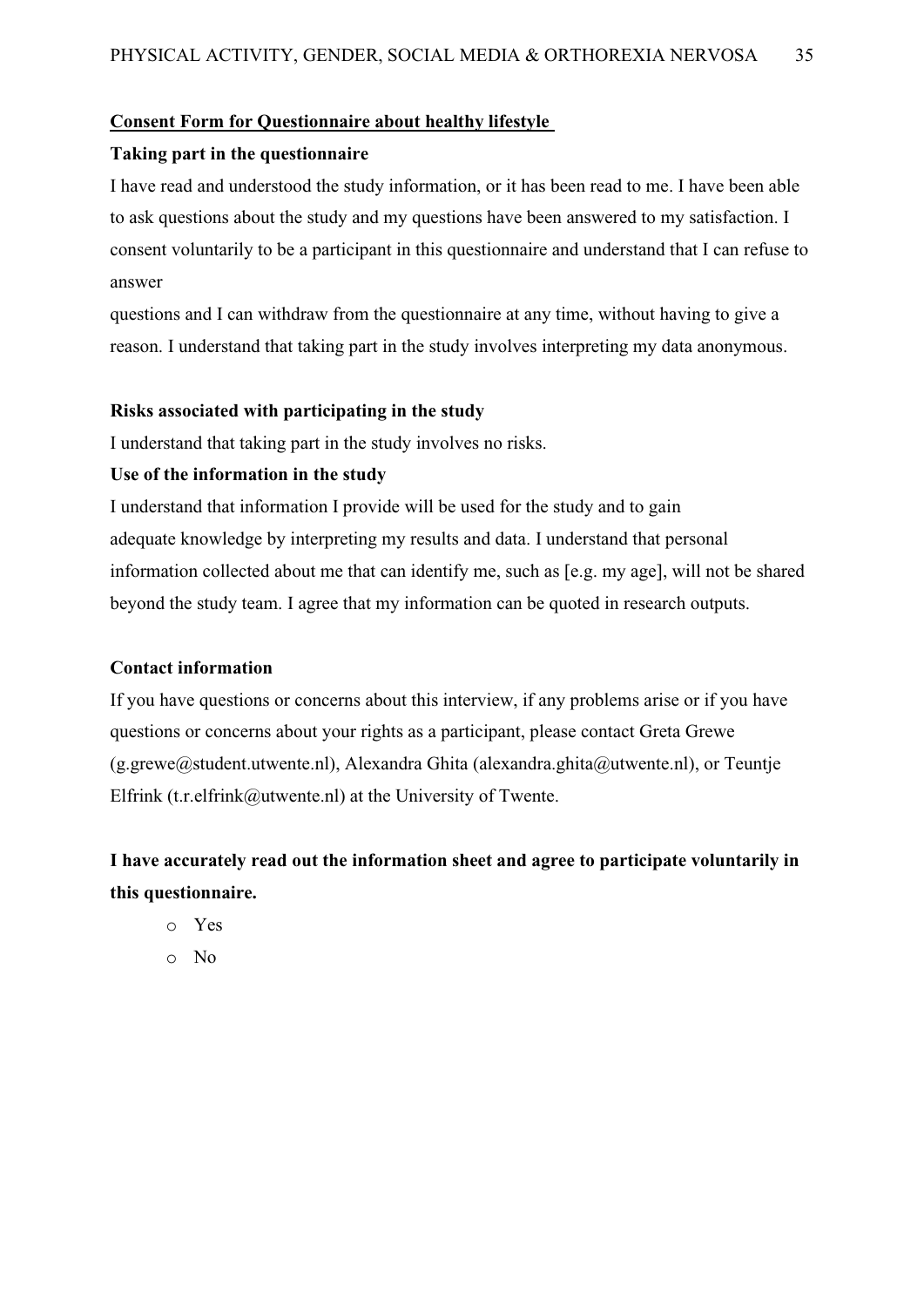**<u>Consent Form for Questionnaire about healthy lifestyle</u>**

**Taking part in the questionnaire**

I have read and understood the study information, or it has been read to me. I have been able to ask questions about the study and my questions have been answered to my satisfaction. I consent voluntarily to be a participant in this questionnaire and understand that I can refuse to answer

questions and I can withdraw from the questionnaire at any time, without having to give a reason. I understand that taking part in the study involves interpreting my data anonymous.

**Risks associated with participating in the study**

I understand that taking part in the study involves no risks.

**Use of the information in the study**

I understand that information I provide will be used for the study and to gain adequate knowledge by interpreting my results and data. I understand that personal information collected about me that can identify me, such as [e.g. my age], will not be shared beyond the study team. I agree that my information can be quoted in research outputs.

**Contact information**

If you have questions or concerns about this interview, if any problems arise or if you have questions or concerns about your rights as a participant, please contact Greta Grewe (g.grewe@student.utwente.nl), Alexandra Ghita (alexandra.ghita@utwente.nl), or Teuntje Elfrink (t.r.elfrink@utwente.nl) at the University of Twente.

**I have accurately read out the information sheet and agree to participate voluntarily in this questionnaire.**

- o Yes
- o No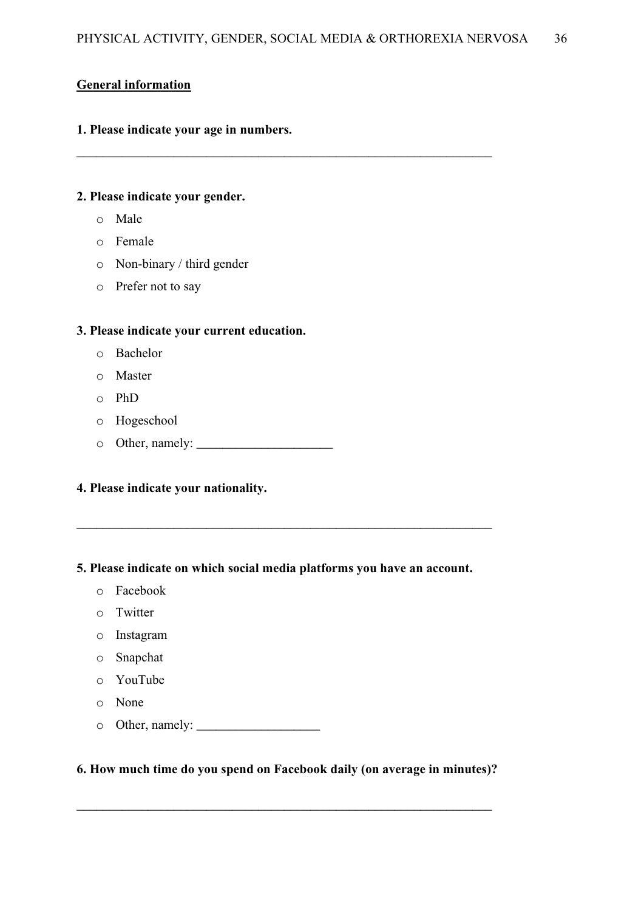**General information**

**1. Please indicate your age in numbers.**

_________________________________________________________________

**2. Please indicate your gender.**

- o Male
- o Female
- o Non-binary / third gender
- o Prefer not to say

**3. Please indicate your current education.**

- o Bachelor
- o Master
- o PhD
- o Hogeschool
- o Other, namely: _____________________

**4. Please indicate your nationality.**

_________________________________________________________________

**5. Please indicate on which social media platforms you have an account.**

- o Facebook
- o Twitter
- o Instagram
- o Snapchat
- o YouTube
- o None
- o Other, namely: ___________________

**6. How much time do you spend on Facebook daily (on average in minutes)?**

_________________________________________________________________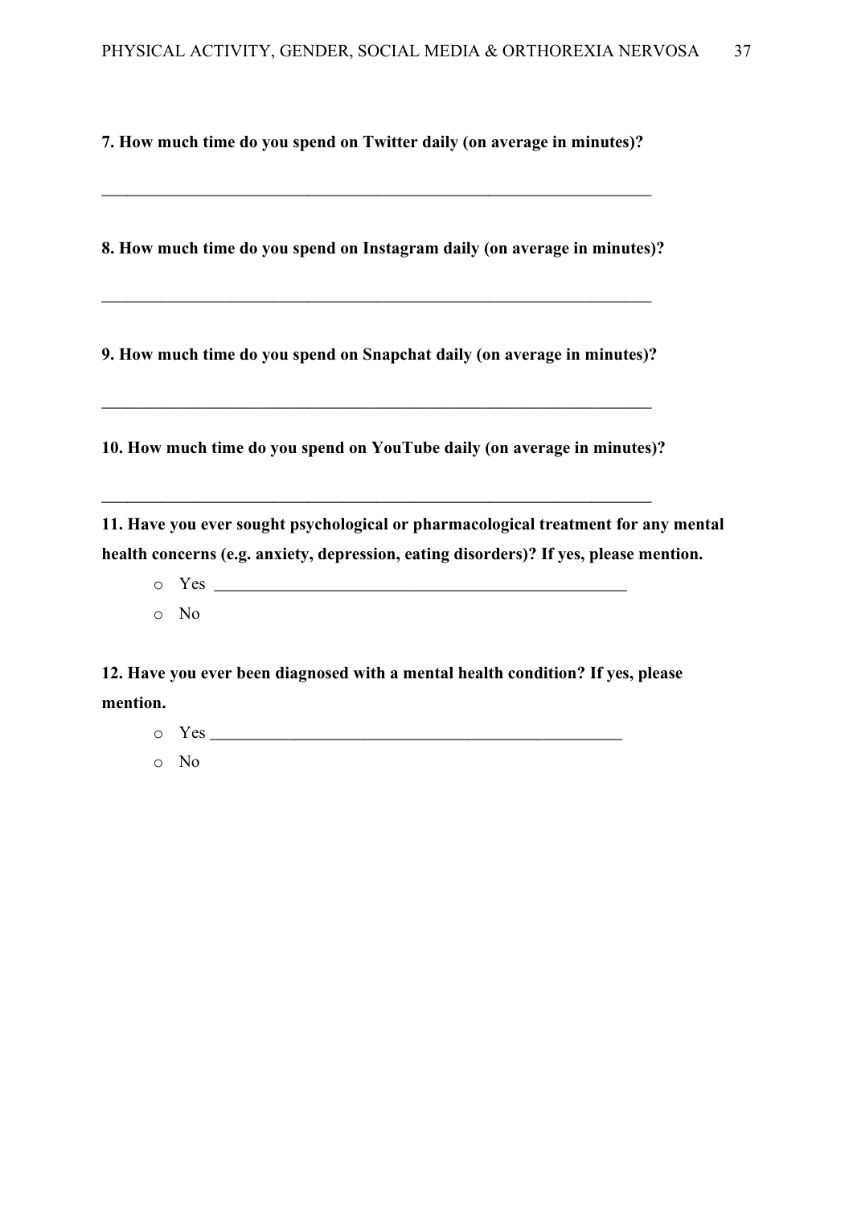**7. How much time do you spend on Twitter daily (on average in minutes)?**

_________________________________________________________________

**8. How much time do you spend on Instagram daily (on average in minutes)?**

_________________________________________________________________

**9. How much time do you spend on Snapchat daily (on average in minutes)?**

_________________________________________________________________

**10. How much time do you spend on YouTube daily (on average in minutes)?**

_________________________________________________________________

**11. Have you ever sought psychological or pharmacological treatment for any mental health concerns (e.g. anxiety, depression, eating disorders)? If yes, please mention.**

- Yes ________________________________________________
- No

**12. Have you ever been diagnosed with a mental health condition? If yes, please mention.**

- Yes ________________________________________________
- No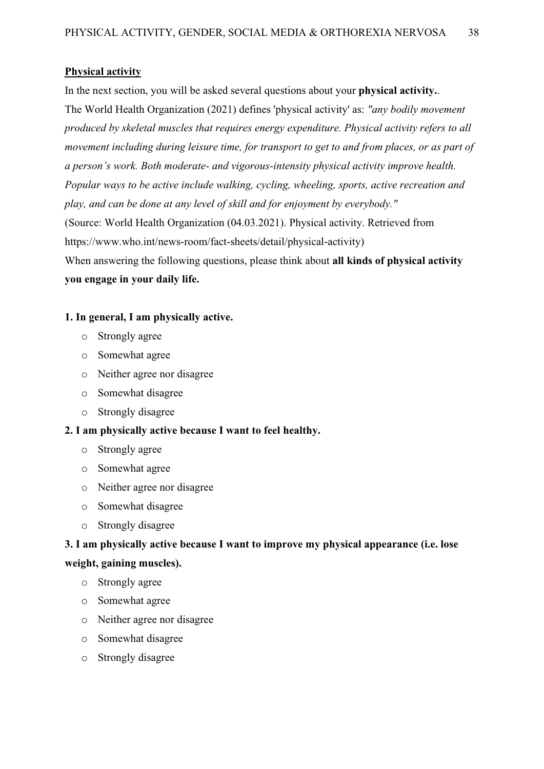**Physical activity**

In the next section, you will be asked several questions about your **physical activity.**.

The World Health Organization (2021) defines 'physical activity' as: *"any bodily movement produced by skeletal muscles that requires energy expenditure. Physical activity refers to all movement including during leisure time, for transport to get to and from places, or as part of a person's work. Both moderate- and vigorous-intensity physical activity improve health. Popular ways to be active include walking, cycling, wheeling, sports, active recreation and play, and can be done at any level of skill and for enjoyment by everybody."*

(Source: World Health Organization (04.03.2021). Physical activity. Retrieved from https://www.who.int/news-room/fact-sheets/detail/physical-activity)

When answering the following questions, please think about **all kinds of physical activity you engage in your daily life.**

**1. In general, I am physically active.**

- Strongly agree
- Somewhat agree
- Neither agree nor disagree
- Somewhat disagree
- Strongly disagree

**2. I am physically active because I want to feel healthy.**

- Strongly agree
- Somewhat agree
- Neither agree nor disagree
- Somewhat disagree
- Strongly disagree

**3. I am physically active because I want to improve my physical appearance (i.e. lose weight, gaining muscles).**

- Strongly agree
- Somewhat agree
- Neither agree nor disagree
- Somewhat disagree
- Strongly disagree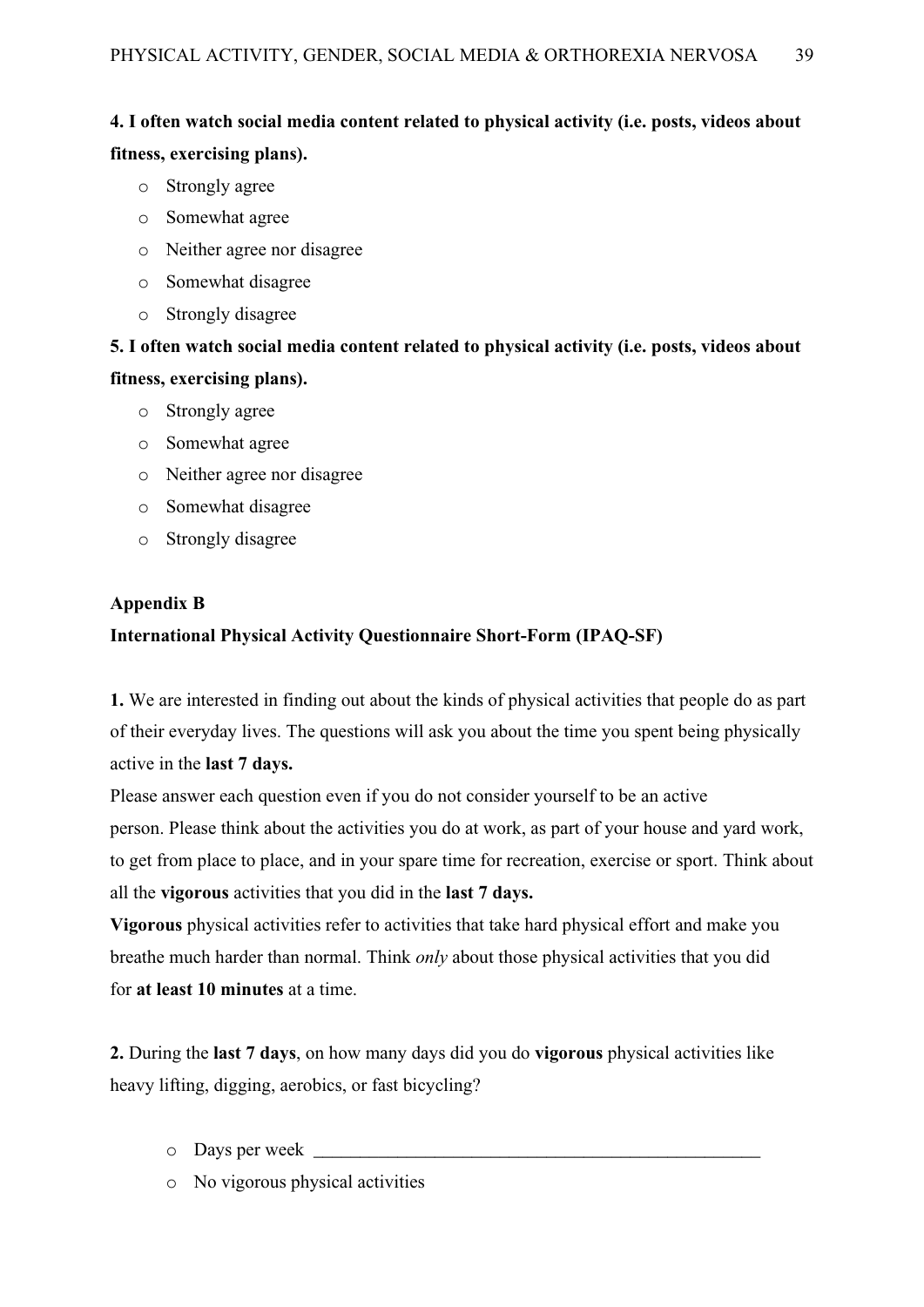**4. I often watch social media content related to physical activity (i.e. posts, videos about fitness, exercising plans).**

- Strongly agree
- Somewhat agree
- Neither agree nor disagree
- Somewhat disagree
- Strongly disagree

**5. I often watch social media content related to physical activity (i.e. posts, videos about fitness, exercising plans).**

- Strongly agree
- Somewhat agree
- Neither agree nor disagree
- Somewhat disagree
- Strongly disagree

**Appendix B**

**International Physical Activity Questionnaire Short-Form (IPAQ-SF)**

**1.** We are interested in finding out about the kinds of physical activities that people do as part of their everyday lives. The questions will ask you about the time you spent being physically active in the **last 7 days.**

Please answer each question even if you do not consider yourself to be an active person. Please think about the activities you do at work, as part of your house and yard work, to get from place to place, and in your spare time for recreation, exercise or sport. Think about all the **vigorous** activities that you did in the **last 7 days.**

**Vigorous** physical activities refer to activities that take hard physical effort and make you breathe much harder than normal. Think *only* about those physical activities that you did for **at least 10 minutes** at a time.

**2.** During the **last 7 days**, on how many days did you do **vigorous** physical activities like heavy lifting, digging, aerobics, or fast bicycling?

- Days per week ____________________________________________
- No vigorous physical activities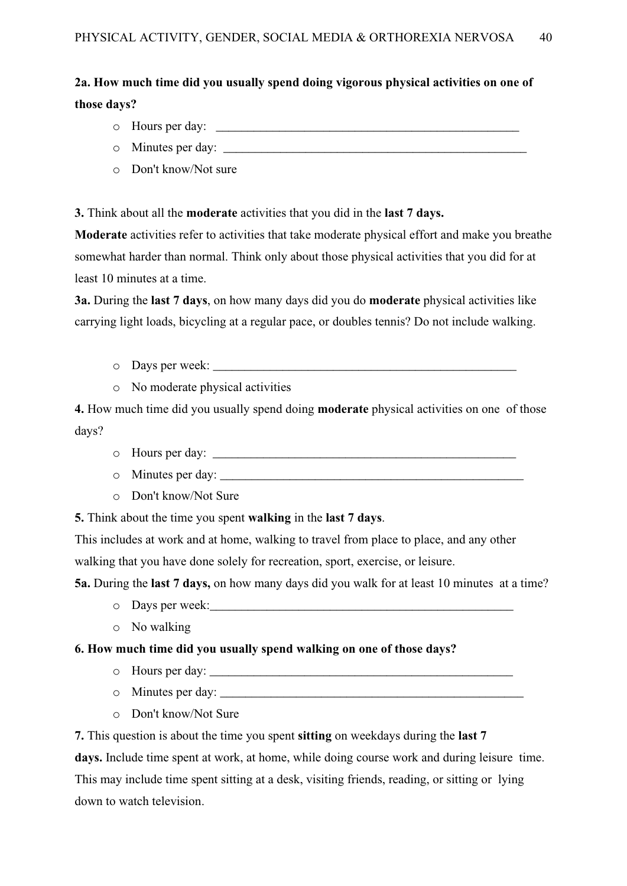**2a. How much time did you usually spend doing vigorous physical activities on one of those days?**

- Hours per day: ___________________________________________________
- Minutes per day: ___________________________________________________
- Don't know/Not sure

**3.** Think about all the **moderate** activities that you did in the **last 7 days.**
**Moderate** activities refer to activities that take moderate physical effort and make you breathe somewhat harder than normal. Think only about those physical activities that you did for at least 10 minutes at a time.
**3a.** During the **last 7 days**, on how many days did you do **moderate** physical activities like carrying light loads, bicycling at a regular pace, or doubles tennis? Do not include walking.

- Days per week: ___________________________________________________
- No moderate physical activities

**4.** How much time did you usually spend doing **moderate** physical activities on one of those days?

- Hours per day: ___________________________________________________
- Minutes per day: ___________________________________________________
- Don't know/Not Sure

**5.** Think about the time you spent **walking** in the **last 7 days**.
This includes at work and at home, walking to travel from place to place, and any other walking that you have done solely for recreation, sport, exercise, or leisure.
**5a.** During the **last 7 days,** on how many days did you walk for at least 10 minutes at a time?

- Days per week:___________________________________________________
- No walking

**6. How much time did you usually spend walking on one of those days?**

- Hours per day: ___________________________________________________
- Minutes per day: ___________________________________________________
- Don't know/Not Sure

**7.** This question is about the time you spent **sitting** on weekdays during the **last 7 days.** Include time spent at work, at home, while doing course work and during leisure time. This may include time spent sitting at a desk, visiting friends, reading, or sitting or lying down to watch television.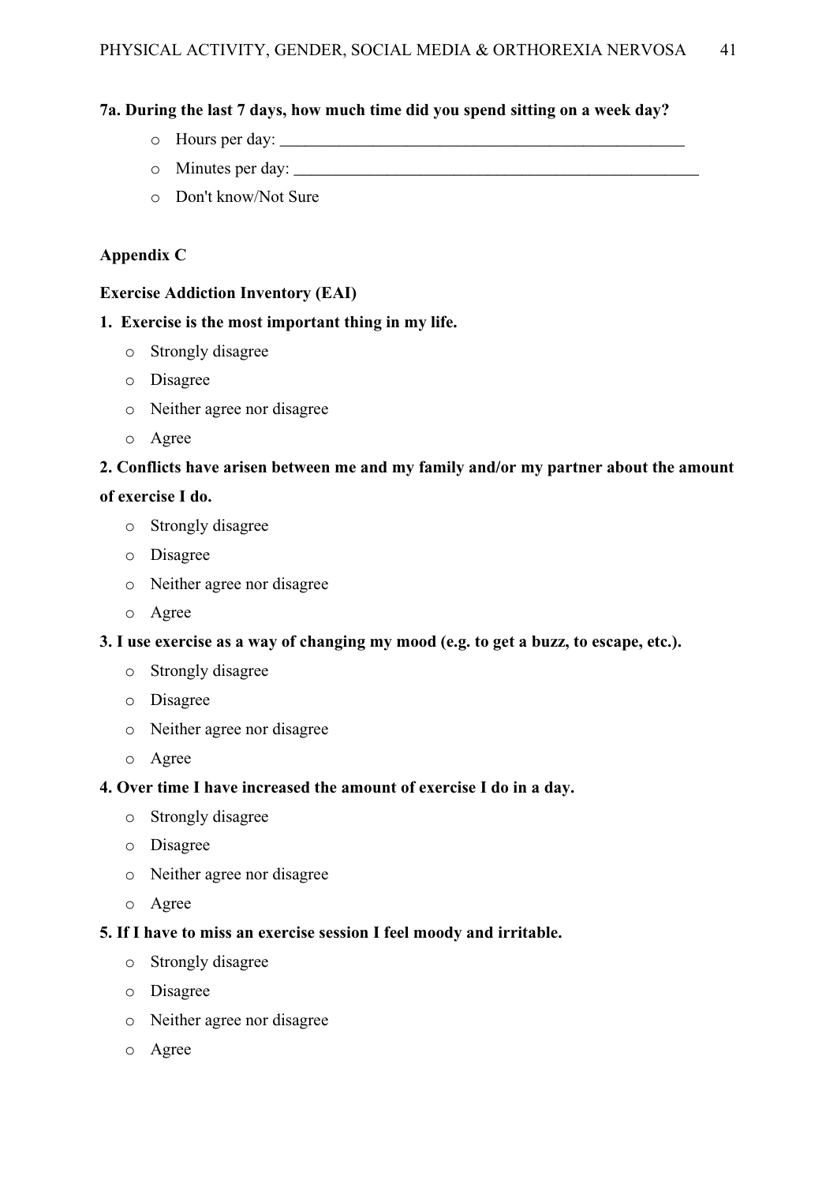**7a. During the last 7 days, how much time did you spend sitting on a week day?**

- Hours per day: ___________________________________________________
- Minutes per day: ___________________________________________________
- Don't know/Not Sure

**Appendix C**

**Exercise Addiction Inventory (EAI)**

**1. Exercise is the most important thing in my life.**

- Strongly disagree
- Disagree
- Neither agree nor disagree
- Agree

**2. Conflicts have arisen between me and my family and/or my partner about the amount of exercise I do.**

- Strongly disagree
- Disagree
- Neither agree nor disagree
- Agree

**3. I use exercise as a way of changing my mood (e.g. to get a buzz, to escape, etc.).**

- Strongly disagree
- Disagree
- Neither agree nor disagree
- Agree

**4. Over time I have increased the amount of exercise I do in a day.**

- Strongly disagree
- Disagree
- Neither agree nor disagree
- Agree

**5. If I have to miss an exercise session I feel moody and irritable.**

- Strongly disagree
- Disagree
- Neither agree nor disagree
- Agree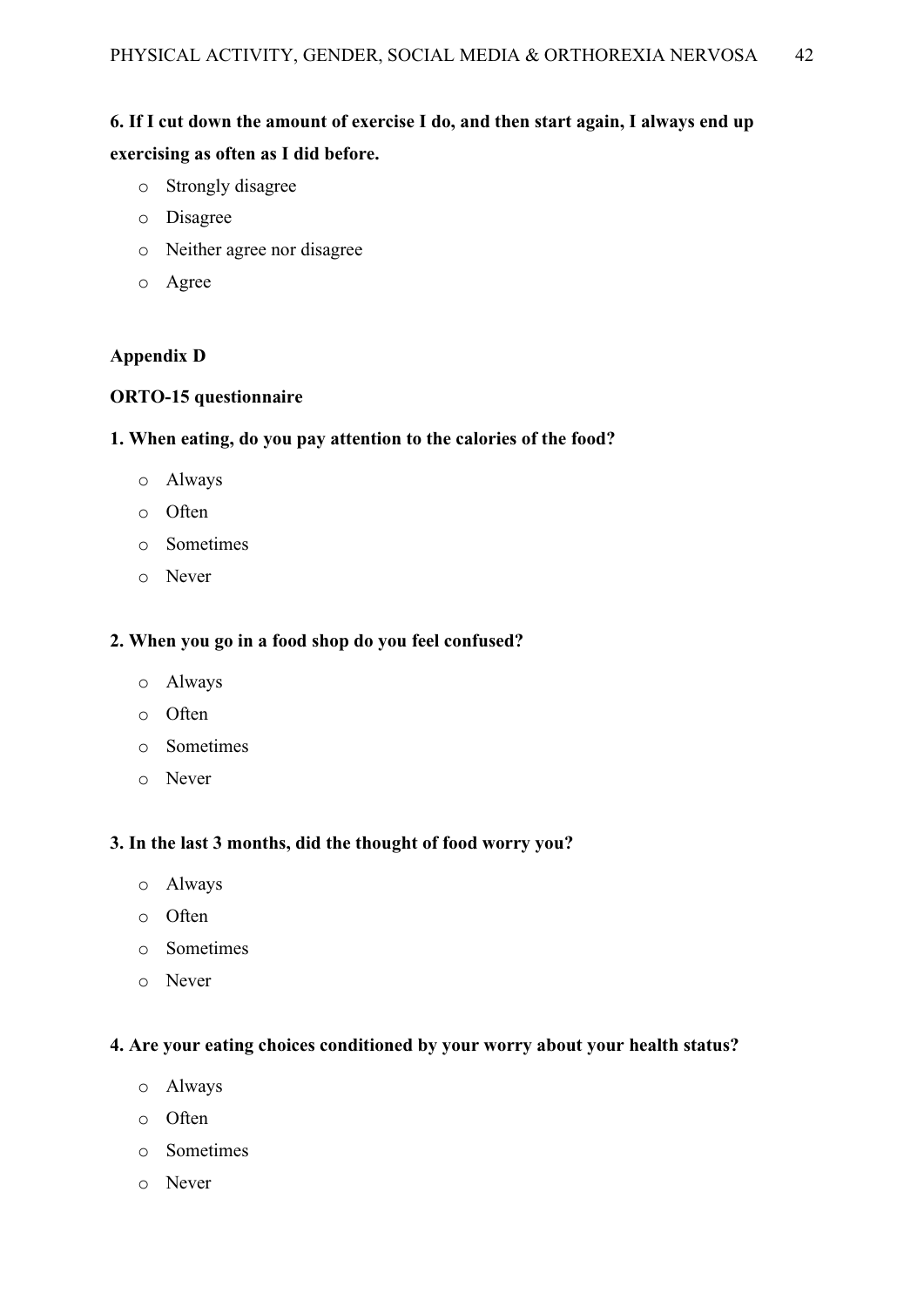**6. If I cut down the amount of exercise I do, and then start again, I always end up exercising as often as I did before.**

- Strongly disagree
- Disagree
- Neither agree nor disagree
- Agree

**Appendix D**

**ORTO-15 questionnaire**

**1. When eating, do you pay attention to the calories of the food?**

- Always
- Often
- Sometimes
- Never

**2. When you go in a food shop do you feel confused?**

- Always
- Often
- Sometimes
- Never

**3. In the last 3 months, did the thought of food worry you?**

- Always
- Often
- Sometimes
- Never

**4. Are your eating choices conditioned by your worry about your health status?**

- Always
- Often
- Sometimes
- Never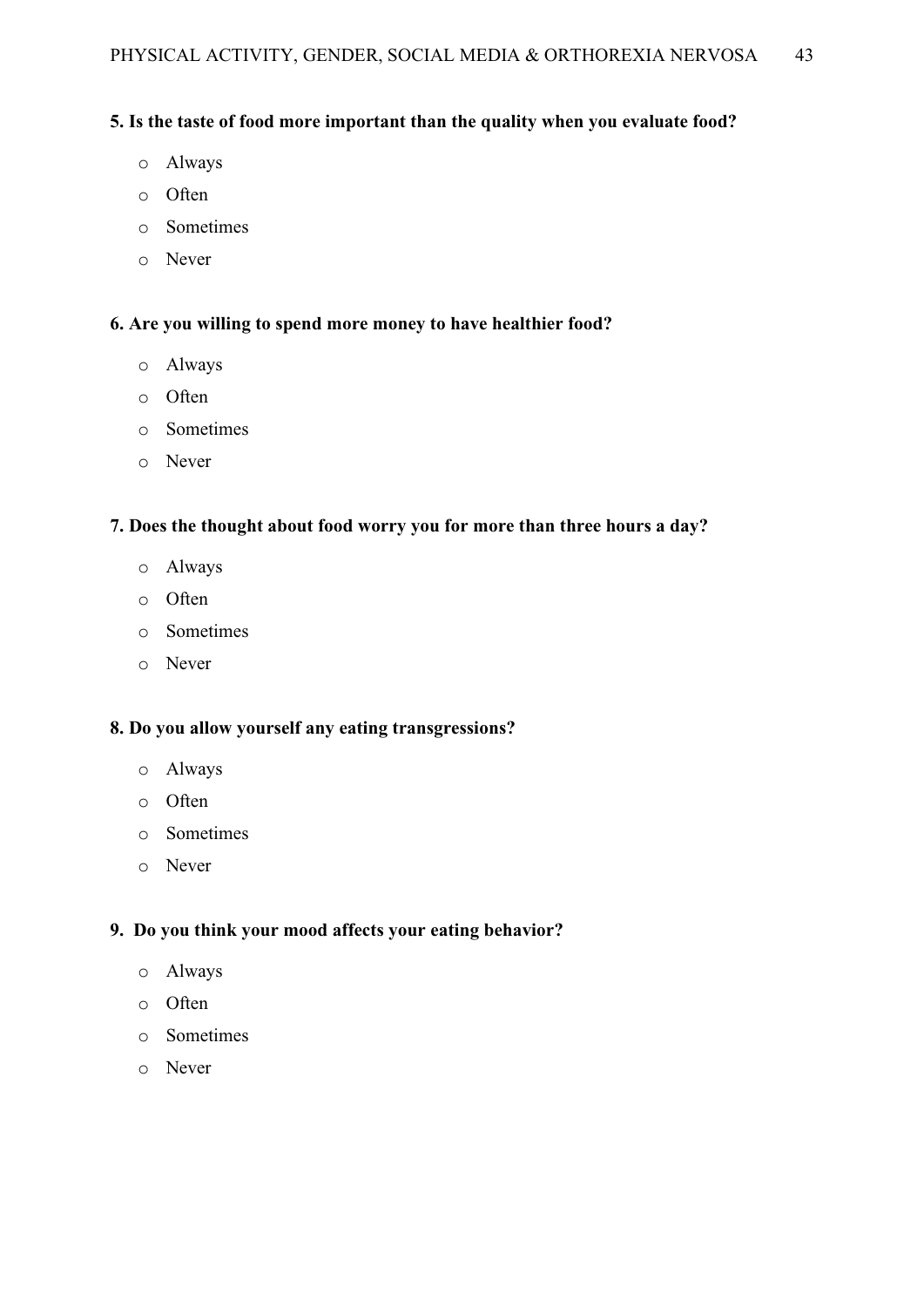**5. Is the taste of food more important than the quality when you evaluate food?**

- Always
- Often
- Sometimes
- Never

**6. Are you willing to spend more money to have healthier food?**

- Always
- Often
- Sometimes
- Never

**7. Does the thought about food worry you for more than three hours a day?**

- Always
- Often
- Sometimes
- Never

**8. Do you allow yourself any eating transgressions?**

- Always
- Often
- Sometimes
- Never

**9. Do you think your mood affects your eating behavior?**

- Always
- Often
- Sometimes
- Never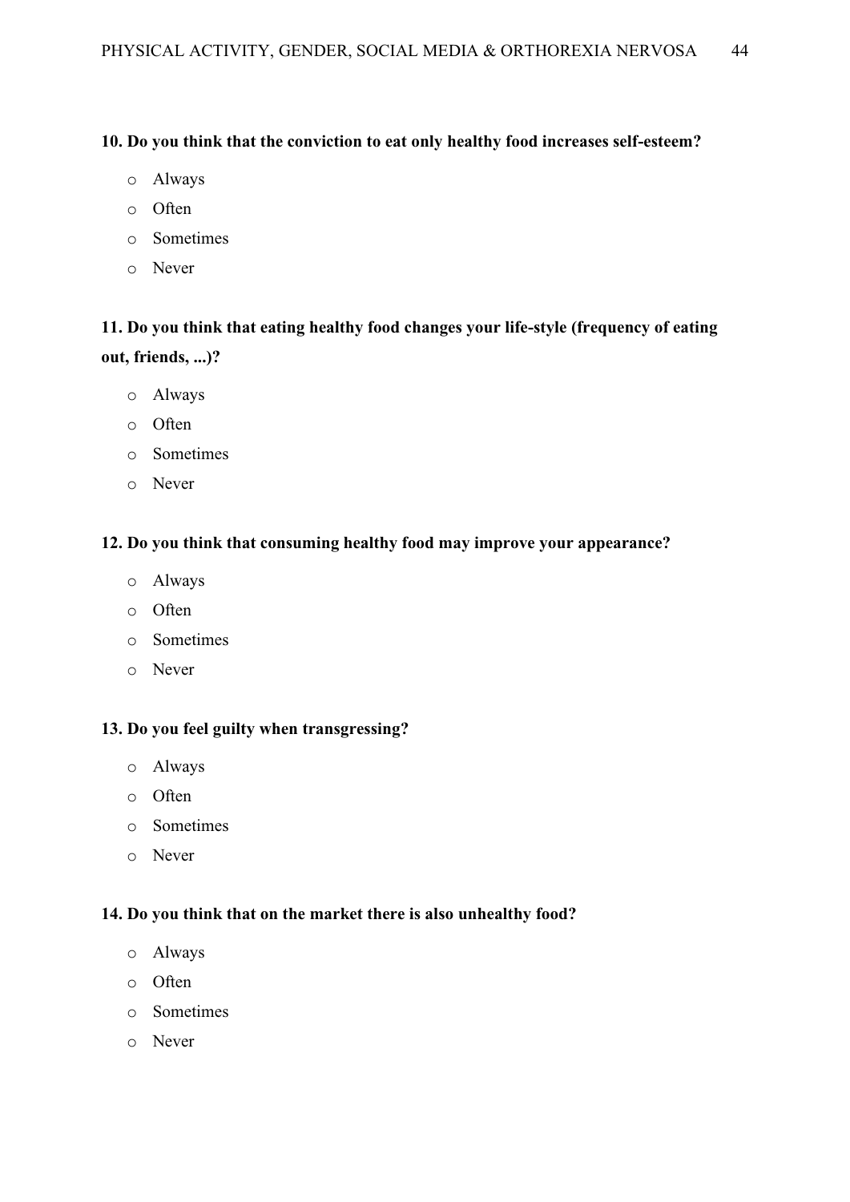**10. Do you think that the conviction to eat only healthy food increases self-esteem?**

- Always
- Often
- Sometimes
- Never

**11. Do you think that eating healthy food changes your life-style (frequency of eating out, friends, ...)?**

- Always
- Often
- Sometimes
- Never

**12. Do you think that consuming healthy food may improve your appearance?**

- Always
- Often
- Sometimes
- Never

**13. Do you feel guilty when transgressing?**

- Always
- Often
- Sometimes
- Never

**14. Do you think that on the market there is also unhealthy food?**

- Always
- Often
- Sometimes
- Never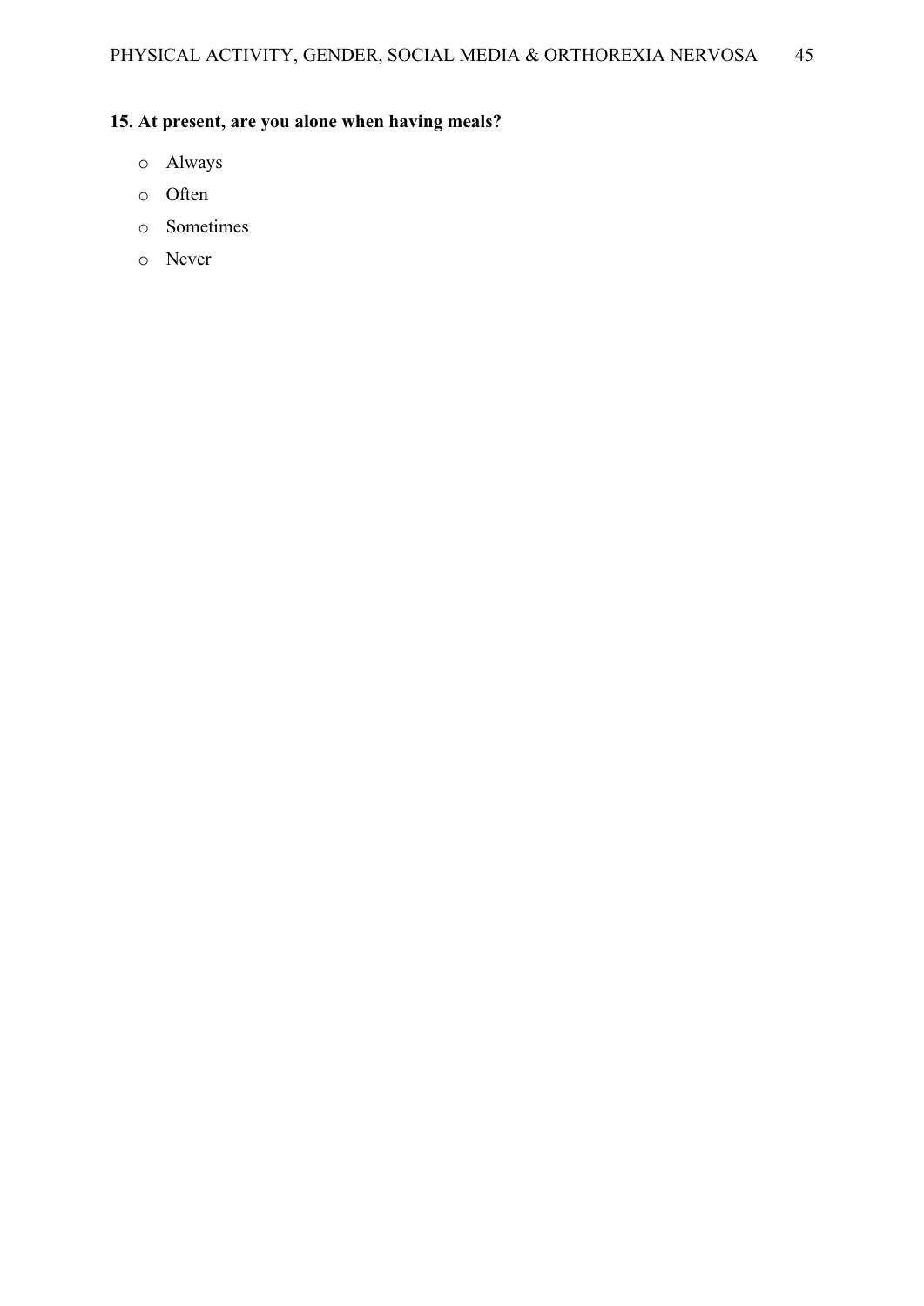**15. At present, are you alone when having meals?**

- Always
- Often
- Sometimes
- Never